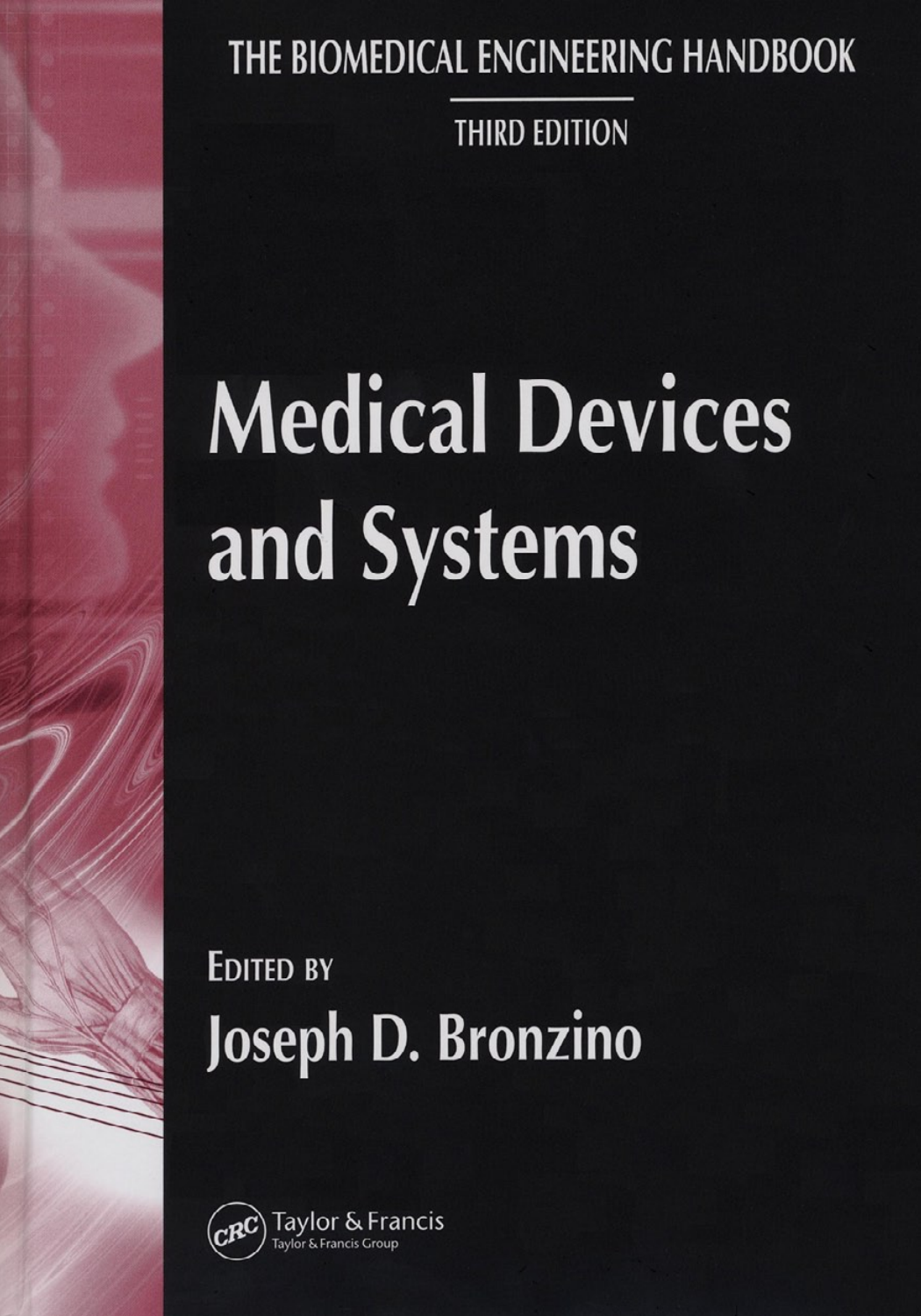THE BIOMEDICAL ENGINEERING HANDBOOK

THIRD EDITION

# Medical Devices and Systems

EDITED BY

**Joseph D. Bronzino**

CRC Taylor & Francis
Taylor & Francis Group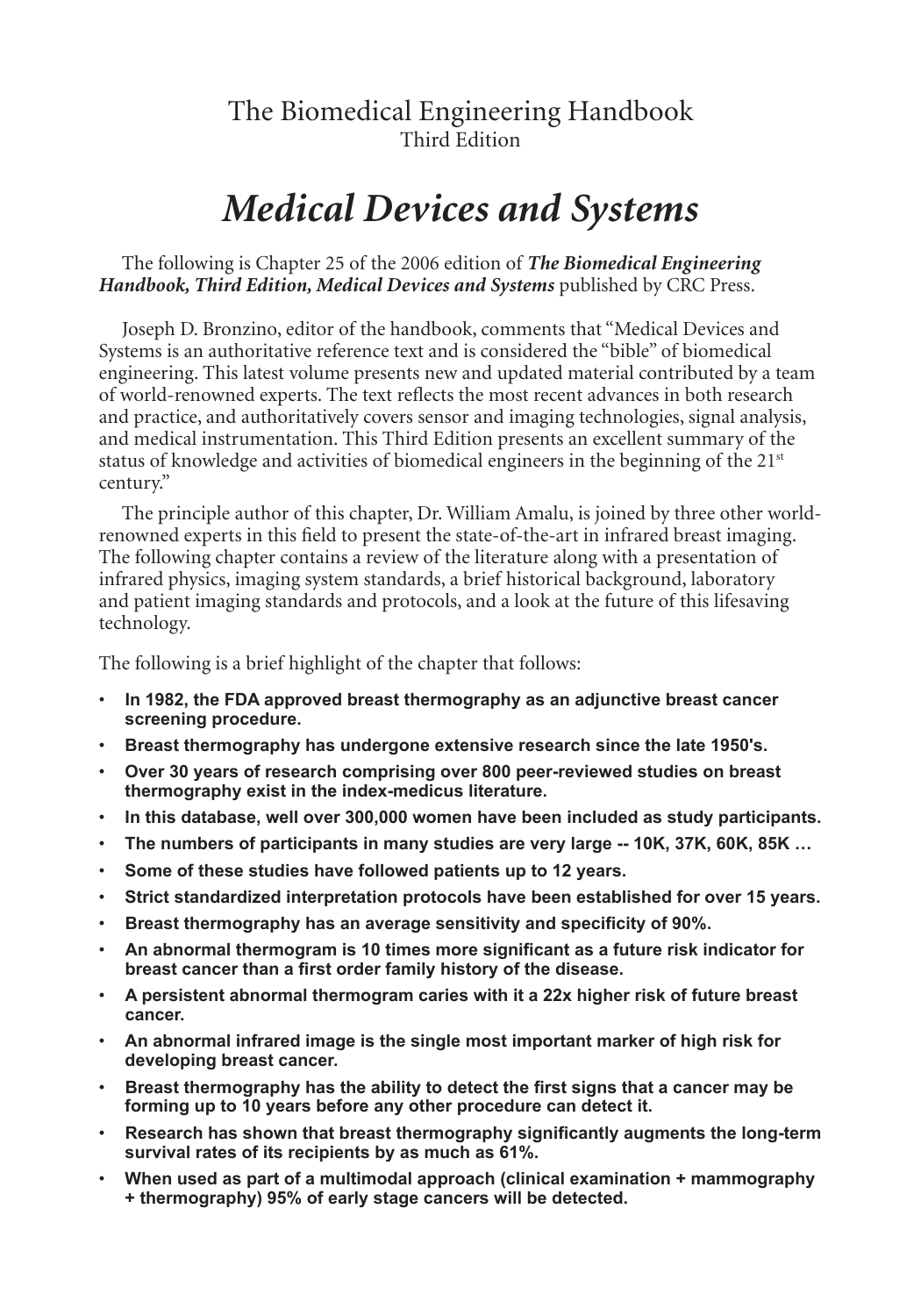# The Biomedical Engineering Handbook

Third Edition

# *Medical Devices and Systems*

The following is Chapter 25 of the 2006 edition of ***The Biomedical Engineering Handbook, Third Edition, Medical Devices and Systems*** published by CRC Press.

Joseph D. Bronzino, editor of the handbook, comments that "Medical Devices and Systems is an authoritative reference text and is considered the "bible" of biomedical engineering. This latest volume presents new and updated material contributed by a team of world-renowned experts. The text reflects the most recent advances in both research and practice, and authoritatively covers sensor and imaging technologies, signal analysis, and medical instrumentation. This Third Edition presents an excellent summary of the status of knowledge and activities of biomedical engineers in the beginning of the 21st century."

The principle author of this chapter, Dr. William Amalu, is joined by three other world-renowned experts in this field to present the state-of-the-art in infrared breast imaging. The following chapter contains a review of the literature along with a presentation of infrared physics, imaging system standards, a brief historical background, laboratory and patient imaging standards and protocols, and a look at the future of this lifesaving technology.

The following is a brief highlight of the chapter that follows:

- **In 1982, the FDA approved breast thermography as an adjunctive breast cancer screening procedure.**
- **Breast thermography has undergone extensive research since the late 1950's.**
- **Over 30 years of research comprising over 800 peer-reviewed studies on breast thermography exist in the index-medicus literature.**
- **In this database, well over 300,000 women have been included as study participants.**
- **The numbers of participants in many studies are very large -- 10K, 37K, 60K, 85K …**
- **Some of these studies have followed patients up to 12 years.**
- **Strict standardized interpretation protocols have been established for over 15 years.**
- **Breast thermography has an average sensitivity and specificity of 90%.**
- **An abnormal thermogram is 10 times more significant as a future risk indicator for breast cancer than a first order family history of the disease.**
- **A persistent abnormal thermogram caries with it a 22x higher risk of future breast cancer.**
- **An abnormal infrared image is the single most important marker of high risk for developing breast cancer.**
- **Breast thermography has the ability to detect the first signs that a cancer may be forming up to 10 years before any other procedure can detect it.**
- **Research has shown that breast thermography significantly augments the long-term survival rates of its recipients by as much as 61%.**
- **When used as part of a multimodal approach (clinical examination + mammography + thermography) 95% of early stage cancers will be detected.**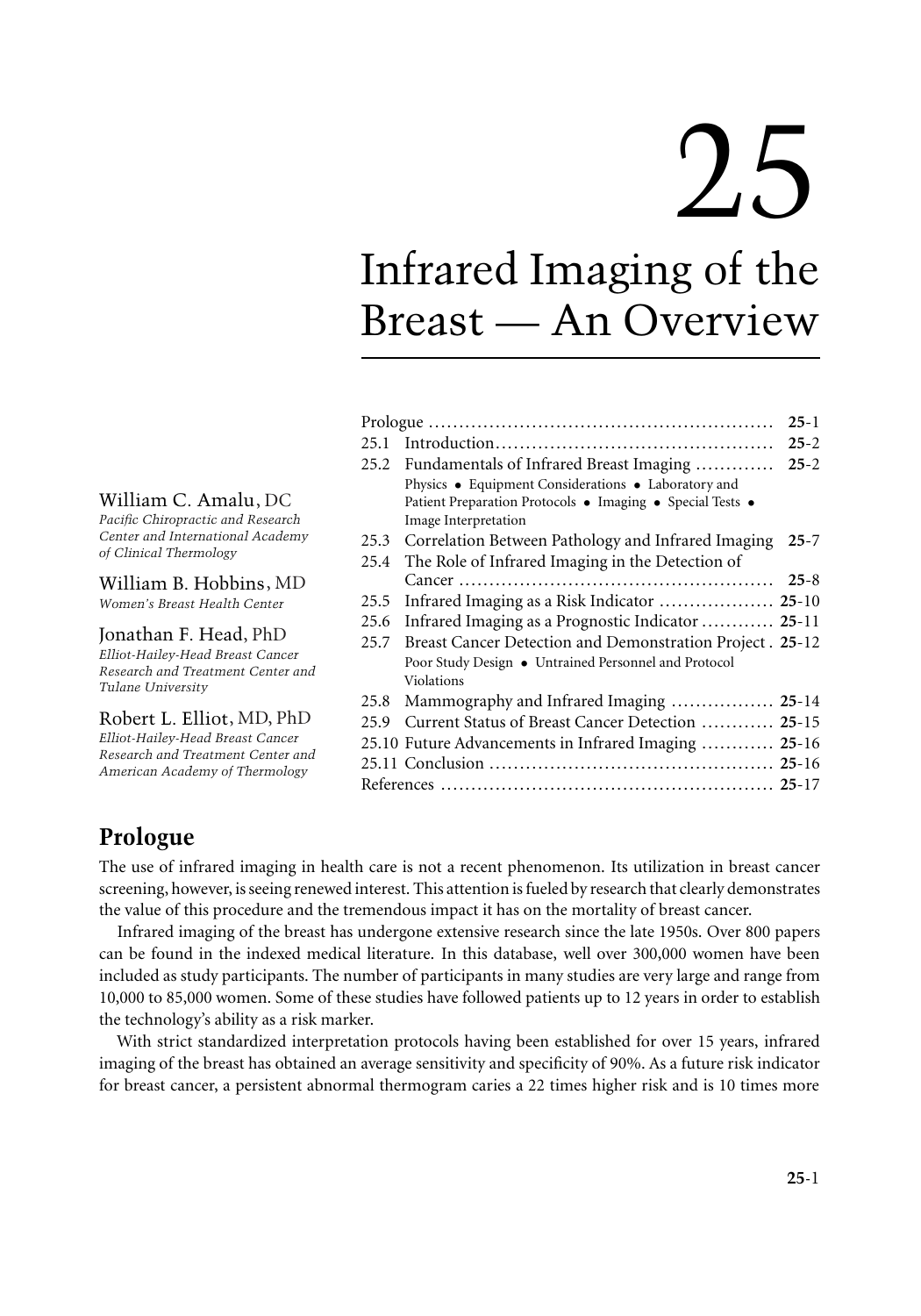# 25

# Infrared Imaging of the Breast — An Overview

William C. Amalu, DC
*Pacific Chiropractic and Research Center and International Academy of Clinical Thermology*

William B. Hobbins, MD
*Women's Breast Health Center*

Jonathan F. Head, PhD
*Elliot-Hailey-Head Breast Cancer Research and Treatment Center and Tulane University*

Robert L. Elliot, MD, PhD
*Elliot-Hailey-Head Breast Cancer Research and Treatment Center and American Academy of Thermology*

| | | |
|---|---|---|
| Prologue | | **25**-1 |
| 25.1 | Introduction | **25**-2 |
| 25.2 | Fundamentals of Infrared Breast Imaging<br>Physics • Equipment Considerations • Laboratory and Patient Preparation Protocols • Imaging • Special Tests • Image Interpretation | **25**-2 |
| 25.3 | Correlation Between Pathology and Infrared Imaging | **25**-7 |
| 25.4 | The Role of Infrared Imaging in the Detection of Cancer | **25**-8 |
| 25.5 | Infrared Imaging as a Risk Indicator | **25**-10 |
| 25.6 | Infrared Imaging as a Prognostic Indicator | **25**-11 |
| 25.7 | Breast Cancer Detection and Demonstration Project<br>Poor Study Design • Untrained Personnel and Protocol Violations | **25**-12 |
| 25.8 | Mammography and Infrared Imaging | **25**-14 |
| 25.9 | Current Status of Breast Cancer Detection | **25**-15 |
| 25.10 | Future Advancements in Infrared Imaging | **25**-16 |
| 25.11 | Conclusion | **25**-16 |
| References | | **25**-17 |

## Prologue

The use of infrared imaging in health care is not a recent phenomenon. Its utilization in breast cancer screening, however, is seeing renewed interest. This attention is fueled by research that clearly demonstrates the value of this procedure and the tremendous impact it has on the mortality of breast cancer.

Infrared imaging of the breast has undergone extensive research since the late 1950s. Over 800 papers can be found in the indexed medical literature. In this database, well over 300,000 women have been included as study participants. The number of participants in many studies are very large and range from 10,000 to 85,000 women. Some of these studies have followed patients up to 12 years in order to establish the technology's ability as a risk marker.

With strict standardized interpretation protocols having been established for over 15 years, infrared imaging of the breast has obtained an average sensitivity and specificity of 90%. As a future risk indicator for breast cancer, a persistent abnormal thermogram caries a 22 times higher risk and is 10 times more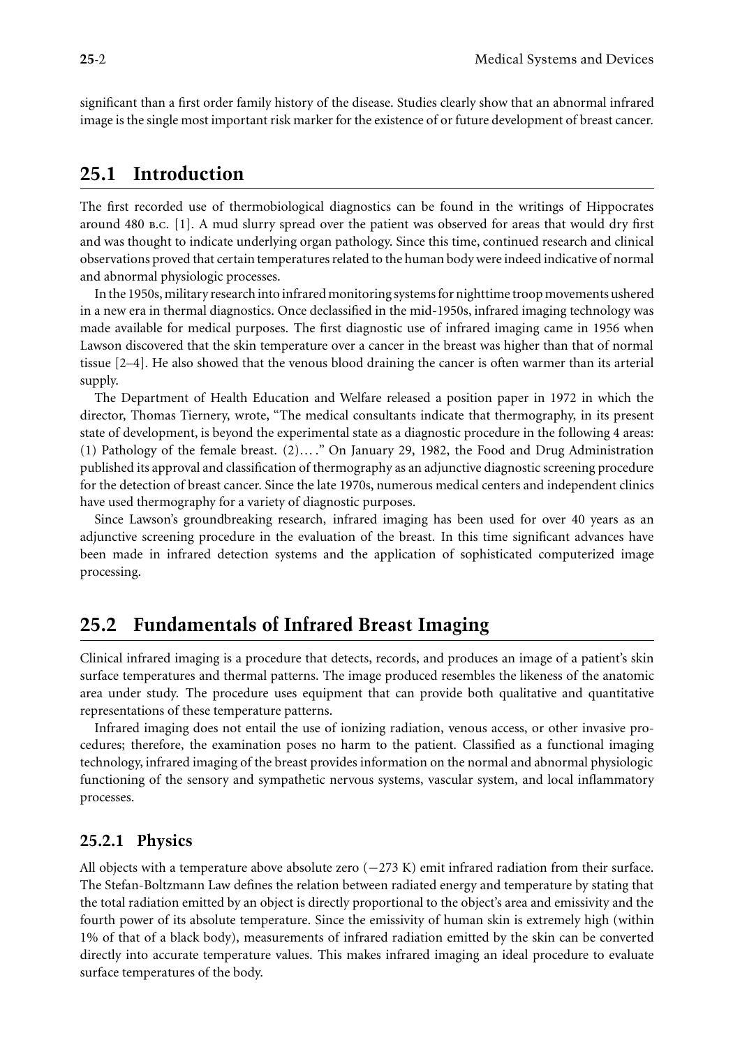significant than a first order family history of the disease. Studies clearly show that an abnormal infrared image is the single most important risk marker for the existence of or future development of breast cancer.

## 25.1 Introduction

The first recorded use of thermobiological diagnostics can be found in the writings of Hippocrates around 480 B.C. [1]. A mud slurry spread over the patient was observed for areas that would dry first and was thought to indicate underlying organ pathology. Since this time, continued research and clinical observations proved that certain temperatures related to the human body were indeed indicative of normal and abnormal physiologic processes.

In the 1950s, military research into infrared monitoring systems for nighttime troop movements ushered in a new era in thermal diagnostics. Once declassified in the mid-1950s, infrared imaging technology was made available for medical purposes. The first diagnostic use of infrared imaging came in 1956 when Lawson discovered that the skin temperature over a cancer in the breast was higher than that of normal tissue [2–4]. He also showed that the venous blood draining the cancer is often warmer than its arterial supply.

The Department of Health Education and Welfare released a position paper in 1972 in which the director, Thomas Tiernery, wrote, "The medical consultants indicate that thermography, in its present state of development, is beyond the experimental state as a diagnostic procedure in the following 4 areas: (1) Pathology of the female breast. (2)… ." On January 29, 1982, the Food and Drug Administration published its approval and classification of thermography as an adjunctive diagnostic screening procedure for the detection of breast cancer. Since the late 1970s, numerous medical centers and independent clinics have used thermography for a variety of diagnostic purposes.

Since Lawson's groundbreaking research, infrared imaging has been used for over 40 years as an adjunctive screening procedure in the evaluation of the breast. In this time significant advances have been made in infrared detection systems and the application of sophisticated computerized image processing.

## 25.2 Fundamentals of Infrared Breast Imaging

Clinical infrared imaging is a procedure that detects, records, and produces an image of a patient's skin surface temperatures and thermal patterns. The image produced resembles the likeness of the anatomic area under study. The procedure uses equipment that can provide both qualitative and quantitative representations of these temperature patterns.

Infrared imaging does not entail the use of ionizing radiation, venous access, or other invasive procedures; therefore, the examination poses no harm to the patient. Classified as a functional imaging technology, infrared imaging of the breast provides information on the normal and abnormal physiologic functioning of the sensory and sympathetic nervous systems, vascular system, and local inflammatory processes.

### 25.2.1 Physics

All objects with a temperature above absolute zero (−273 K) emit infrared radiation from their surface. The Stefan-Boltzmann Law defines the relation between radiated energy and temperature by stating that the total radiation emitted by an object is directly proportional to the object's area and emissivity and the fourth power of its absolute temperature. Since the emissivity of human skin is extremely high (within 1% of that of a black body), measurements of infrared radiation emitted by the skin can be converted directly into accurate temperature values. This makes infrared imaging an ideal procedure to evaluate surface temperatures of the body.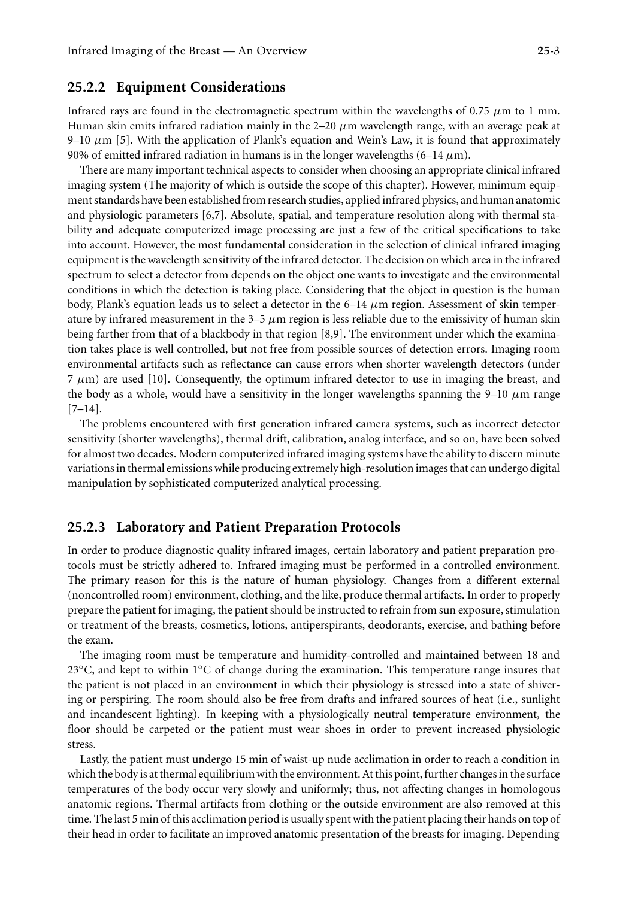### 25.2.2 Equipment Considerations

Infrared rays are found in the electromagnetic spectrum within the wavelengths of 0.75 $\mu$m to 1 mm. Human skin emits infrared radiation mainly in the 2–20 $\mu$m wavelength range, with an average peak at 9–10 $\mu$m [5]. With the application of Plank's equation and Wein's Law, it is found that approximately 90% of emitted infrared radiation in humans is in the longer wavelengths (6–14 $\mu$m).

There are many important technical aspects to consider when choosing an appropriate clinical infrared imaging system (The majority of which is outside the scope of this chapter). However, minimum equipment standards have been established from research studies, applied infrared physics, and human anatomic and physiologic parameters [6,7]. Absolute, spatial, and temperature resolution along with thermal stability and adequate computerized image processing are just a few of the critical specifications to take into account. However, the most fundamental consideration in the selection of clinical infrared imaging equipment is the wavelength sensitivity of the infrared detector. The decision on which area in the infrared spectrum to select a detector from depends on the object one wants to investigate and the environmental conditions in which the detection is taking place. Considering that the object in question is the human body, Plank's equation leads us to select a detector in the 6–14 $\mu$m region. Assessment of skin temperature by infrared measurement in the 3–5 $\mu$m region is less reliable due to the emissivity of human skin being farther from that of a blackbody in that region [8,9]. The environment under which the examination takes place is well controlled, but not free from possible sources of detection errors. Imaging room environmental artifacts such as reflectance can cause errors when shorter wavelength detectors (under 7 $\mu$m) are used [10]. Consequently, the optimum infrared detector to use in imaging the breast, and the body as a whole, would have a sensitivity in the longer wavelengths spanning the 9–10 $\mu$m range [7–14].

The problems encountered with first generation infrared camera systems, such as incorrect detector sensitivity (shorter wavelengths), thermal drift, calibration, analog interface, and so on, have been solved for almost two decades. Modern computerized infrared imaging systems have the ability to discern minute variations in thermal emissions while producing extremely high-resolution images that can undergo digital manipulation by sophisticated computerized analytical processing.

### 25.2.3 Laboratory and Patient Preparation Protocols

In order to produce diagnostic quality infrared images, certain laboratory and patient preparation protocols must be strictly adhered to. Infrared imaging must be performed in a controlled environment. The primary reason for this is the nature of human physiology. Changes from a different external (noncontrolled room) environment, clothing, and the like, produce thermal artifacts. In order to properly prepare the patient for imaging, the patient should be instructed to refrain from sun exposure, stimulation or treatment of the breasts, cosmetics, lotions, antiperspirants, deodorants, exercise, and bathing before the exam.

The imaging room must be temperature and humidity-controlled and maintained between 18 and 23°C, and kept to within 1°C of change during the examination. This temperature range insures that the patient is not placed in an environment in which their physiology is stressed into a state of shivering or perspiring. The room should also be free from drafts and infrared sources of heat (i.e., sunlight and incandescent lighting). In keeping with a physiologically neutral temperature environment, the floor should be carpeted or the patient must wear shoes in order to prevent increased physiologic stress.

Lastly, the patient must undergo 15 min of waist-up nude acclimation in order to reach a condition in which the body is at thermal equilibrium with the environment. At this point, further changes in the surface temperatures of the body occur very slowly and uniformly; thus, not affecting changes in homologous anatomic regions. Thermal artifacts from clothing or the outside environment are also removed at this time. The last 5 min of this acclimation period is usually spent with the patient placing their hands on top of their head in order to facilitate an improved anatomic presentation of the breasts for imaging. Depending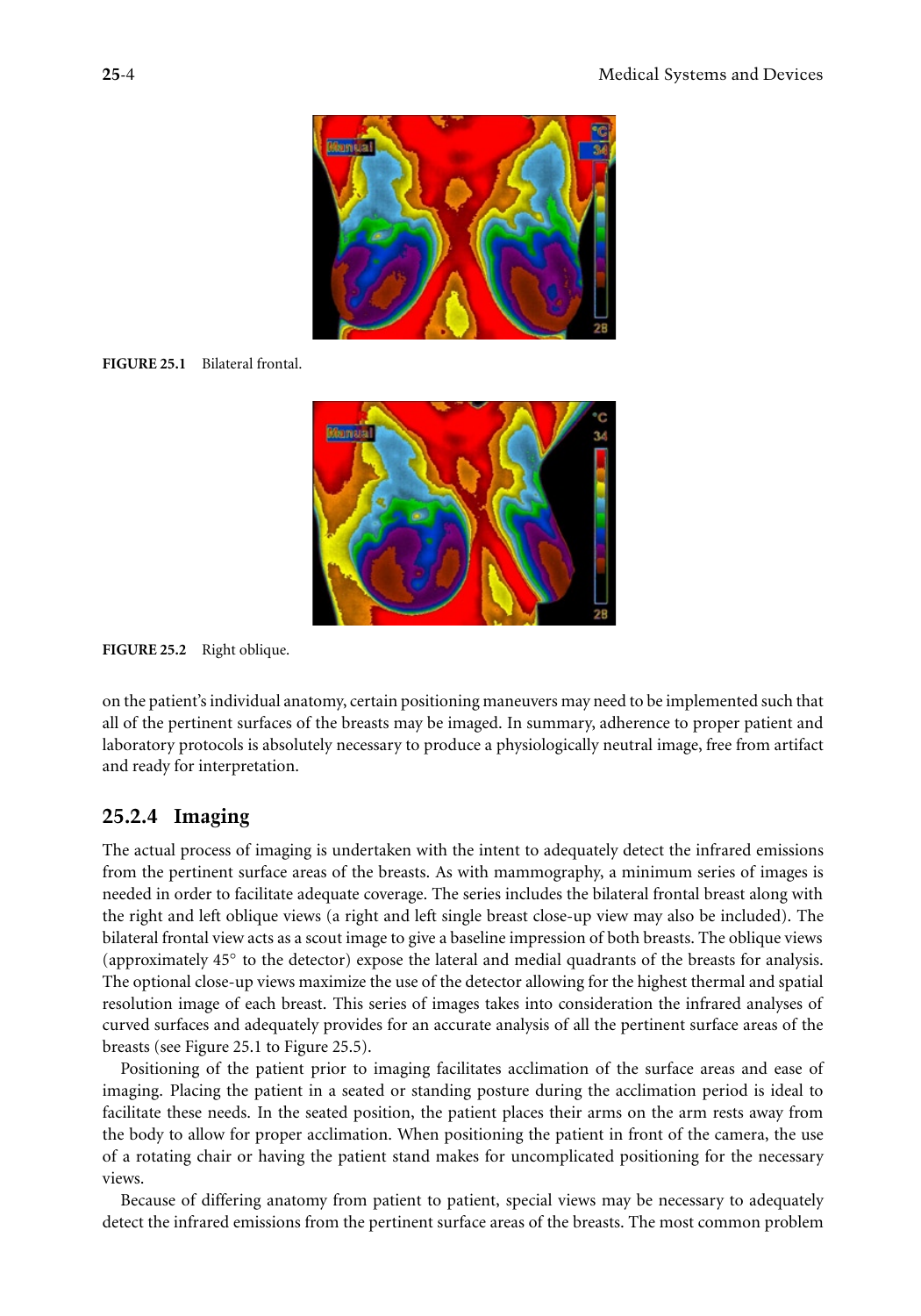FIGURE 25.1 Bilateral frontal.

FIGURE 25.2 Right oblique.

on the patient's individual anatomy, certain positioning maneuvers may need to be implemented such that all of the pertinent surfaces of the breasts may be imaged. In summary, adherence to proper patient and laboratory protocols is absolutely necessary to produce a physiologically neutral image, free from artifact and ready for interpretation.

### 25.2.4 Imaging

The actual process of imaging is undertaken with the intent to adequately detect the infrared emissions from the pertinent surface areas of the breasts. As with mammography, a minimum series of images is needed in order to facilitate adequate coverage. The series includes the bilateral frontal breast along with the right and left oblique views (a right and left single breast close-up view may also be included). The bilateral frontal view acts as a scout image to give a baseline impression of both breasts. The oblique views (approximately 45° to the detector) expose the lateral and medial quadrants of the breasts for analysis. The optional close-up views maximize the use of the detector allowing for the highest thermal and spatial resolution image of each breast. This series of images takes into consideration the infrared analyses of curved surfaces and adequately provides for an accurate analysis of all the pertinent surface areas of the breasts (see Figure 25.1 to Figure 25.5).

Positioning of the patient prior to imaging facilitates acclimation of the surface areas and ease of imaging. Placing the patient in a seated or standing posture during the acclimation period is ideal to facilitate these needs. In the seated position, the patient places their arms on the arm rests away from the body to allow for proper acclimation. When positioning the patient in front of the camera, the use of a rotating chair or having the patient stand makes for uncomplicated positioning for the necessary views.

Because of differing anatomy from patient to patient, special views may be necessary to adequately detect the infrared emissions from the pertinent surface areas of the breasts. The most common problem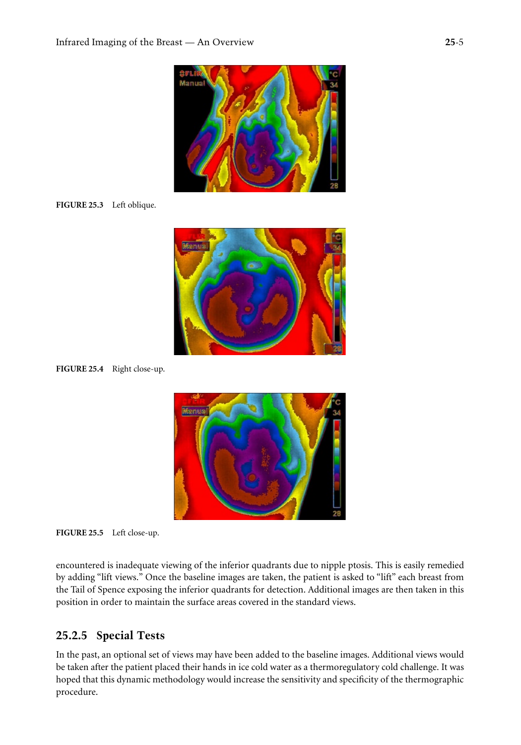FIGURE 25.3 Left oblique.

FIGURE 25.4 Right close-up.

FIGURE 25.5 Left close-up.

encountered is inadequate viewing of the inferior quadrants due to nipple ptosis. This is easily remedied by adding "lift views." Once the baseline images are taken, the patient is asked to "lift" each breast from the Tail of Spence exposing the inferior quadrants for detection. Additional images are then taken in this position in order to maintain the surface areas covered in the standard views.

### 25.2.5 Special Tests

In the past, an optional set of views may have been added to the baseline images. Additional views would be taken after the patient placed their hands in ice cold water as a thermoregulatory cold challenge. It was hoped that this dynamic methodology would increase the sensitivity and specificity of the thermographic procedure.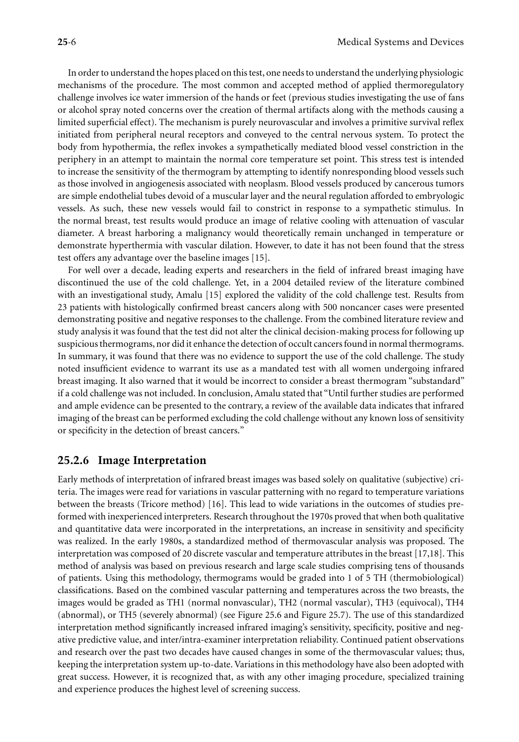In order to understand the hopes placed on this test, one needs to understand the underlying physiologic mechanisms of the procedure. The most common and accepted method of applied thermoregulatory challenge involves ice water immersion of the hands or feet (previous studies investigating the use of fans or alcohol spray noted concerns over the creation of thermal artifacts along with the methods causing a limited superficial effect). The mechanism is purely neurovascular and involves a primitive survival reflex initiated from peripheral neural receptors and conveyed to the central nervous system. To protect the body from hypothermia, the reflex invokes a sympathetically mediated blood vessel constriction in the periphery in an attempt to maintain the normal core temperature set point. This stress test is intended to increase the sensitivity of the thermogram by attempting to identify nonresponding blood vessels such as those involved in angiogenesis associated with neoplasm. Blood vessels produced by cancerous tumors are simple endothelial tubes devoid of a muscular layer and the neural regulation afforded to embryologic vessels. As such, these new vessels would fail to constrict in response to a sympathetic stimulus. In the normal breast, test results would produce an image of relative cooling with attenuation of vascular diameter. A breast harboring a malignancy would theoretically remain unchanged in temperature or demonstrate hyperthermia with vascular dilation. However, to date it has not been found that the stress test offers any advantage over the baseline images [15].

For well over a decade, leading experts and researchers in the field of infrared breast imaging have discontinued the use of the cold challenge. Yet, in a 2004 detailed review of the literature combined with an investigational study, Amalu [15] explored the validity of the cold challenge test. Results from 23 patients with histologically confirmed breast cancers along with 500 noncancer cases were presented demonstrating positive and negative responses to the challenge. From the combined literature review and study analysis it was found that the test did not alter the clinical decision-making process for following up suspicious thermograms, nor did it enhance the detection of occult cancers found in normal thermograms. In summary, it was found that there was no evidence to support the use of the cold challenge. The study noted insufficient evidence to warrant its use as a mandated test with all women undergoing infrared breast imaging. It also warned that it would be incorrect to consider a breast thermogram "substandard" if a cold challenge was not included. In conclusion, Amalu stated that "Until further studies are performed and ample evidence can be presented to the contrary, a review of the available data indicates that infrared imaging of the breast can be performed excluding the cold challenge without any known loss of sensitivity or specificity in the detection of breast cancers."

### 25.2.6 Image Interpretation

Early methods of interpretation of infrared breast images was based solely on qualitative (subjective) criteria. The images were read for variations in vascular patterning with no regard to temperature variations between the breasts (Tricore method) [16]. This lead to wide variations in the outcomes of studies preformed with inexperienced interpreters. Research throughout the 1970s proved that when both qualitative and quantitative data were incorporated in the interpretations, an increase in sensitivity and specificity was realized. In the early 1980s, a standardized method of thermovascular analysis was proposed. The interpretation was composed of 20 discrete vascular and temperature attributes in the breast [17,18]. This method of analysis was based on previous research and large scale studies comprising tens of thousands of patients. Using this methodology, thermograms would be graded into 1 of 5 TH (thermobiological) classifications. Based on the combined vascular patterning and temperatures across the two breasts, the images would be graded as TH1 (normal nonvascular), TH2 (normal vascular), TH3 (equivocal), TH4 (abnormal), or TH5 (severely abnormal) (see Figure 25.6 and Figure 25.7). The use of this standardized interpretation method significantly increased infrared imaging's sensitivity, specificity, positive and negative predictive value, and inter/intra-examiner interpretation reliability. Continued patient observations and research over the past two decades have caused changes in some of the thermovascular values; thus, keeping the interpretation system up-to-date. Variations in this methodology have also been adopted with great success. However, it is recognized that, as with any other imaging procedure, specialized training and experience produces the highest level of screening success.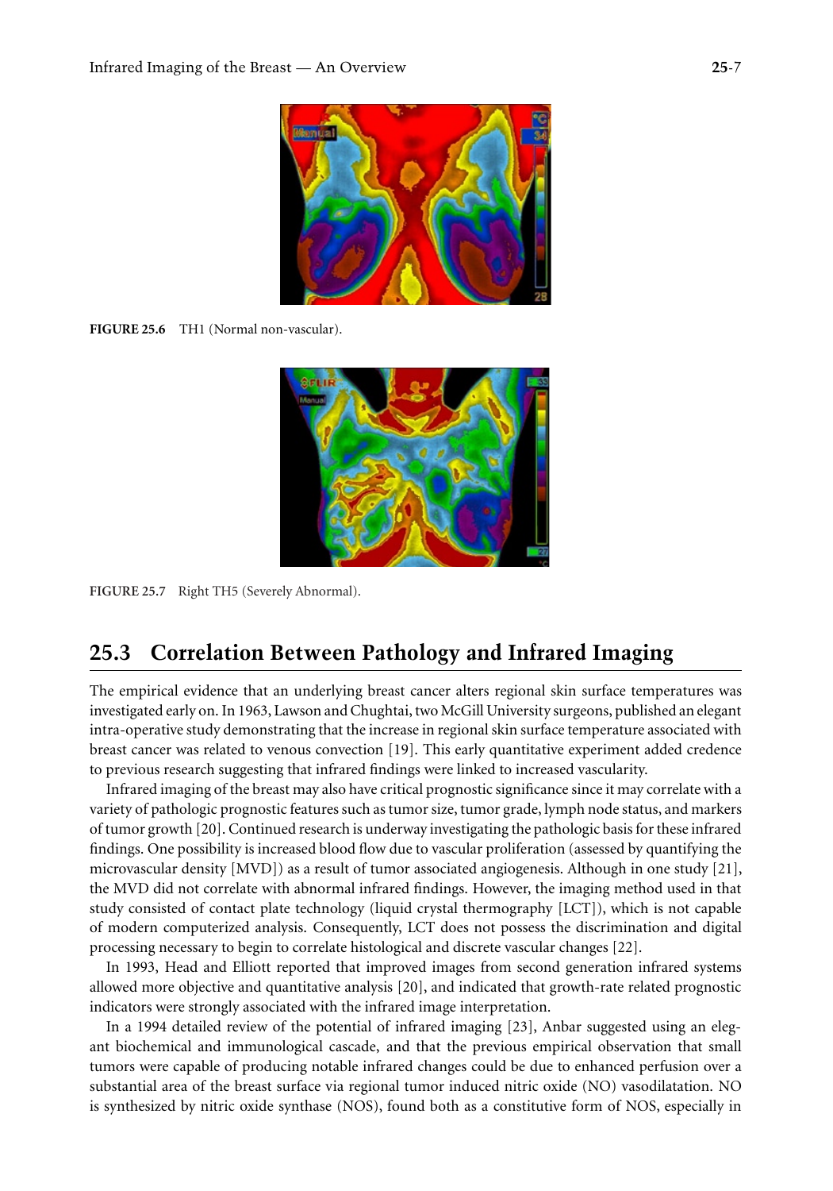FIGURE 25.6 TH1 (Normal non-vascular).

FIGURE 25.7 Right TH5 (Severely Abnormal).

## 25.3 Correlation Between Pathology and Infrared Imaging

The empirical evidence that an underlying breast cancer alters regional skin surface temperatures was investigated early on. In 1963, Lawson and Chughtai, two McGill University surgeons, published an elegant intra-operative study demonstrating that the increase in regional skin surface temperature associated with breast cancer was related to venous convection [19]. This early quantitative experiment added credence to previous research suggesting that infrared findings were linked to increased vascularity.

Infrared imaging of the breast may also have critical prognostic significance since it may correlate with a variety of pathologic prognostic features such as tumor size, tumor grade, lymph node status, and markers of tumor growth [20]. Continued research is underway investigating the pathologic basis for these infrared findings. One possibility is increased blood flow due to vascular proliferation (assessed by quantifying the microvascular density [MVD]) as a result of tumor associated angiogenesis. Although in one study [21], the MVD did not correlate with abnormal infrared findings. However, the imaging method used in that study consisted of contact plate technology (liquid crystal thermography [LCT]), which is not capable of modern computerized analysis. Consequently, LCT does not possess the discrimination and digital processing necessary to begin to correlate histological and discrete vascular changes [22].

In 1993, Head and Elliott reported that improved images from second generation infrared systems allowed more objective and quantitative analysis [20], and indicated that growth-rate related prognostic indicators were strongly associated with the infrared image interpretation.

In a 1994 detailed review of the potential of infrared imaging [23], Anbar suggested using an elegant biochemical and immunological cascade, and that the previous empirical observation that small tumors were capable of producing notable infrared changes could be due to enhanced perfusion over a substantial area of the breast surface via regional tumor induced nitric oxide (NO) vasodilatation. NO is synthesized by nitric oxide synthase (NOS), found both as a constitutive form of NOS, especially in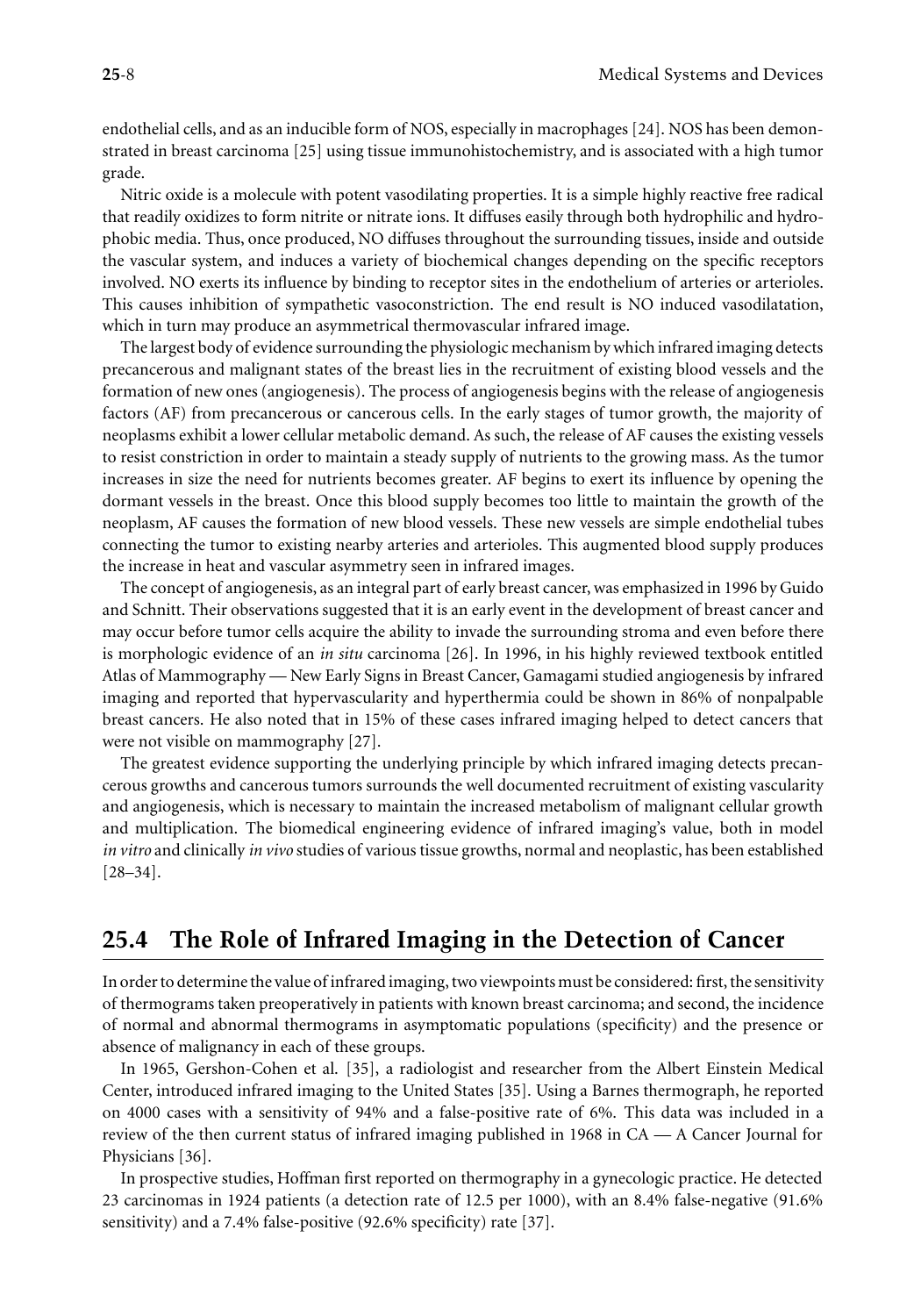endothelial cells, and as an inducible form of NOS, especially in macrophages [24]. NOS has been demonstrated in breast carcinoma [25] using tissue immunohistochemistry, and is associated with a high tumor grade.

Nitric oxide is a molecule with potent vasodilating properties. It is a simple highly reactive free radical that readily oxidizes to form nitrite or nitrate ions. It diffuses easily through both hydrophilic and hydrophobic media. Thus, once produced, NO diffuses throughout the surrounding tissues, inside and outside the vascular system, and induces a variety of biochemical changes depending on the specific receptors involved. NO exerts its influence by binding to receptor sites in the endothelium of arteries or arterioles. This causes inhibition of sympathetic vasoconstriction. The end result is NO induced vasodilatation, which in turn may produce an asymmetrical thermovascular infrared image.

The largest body of evidence surrounding the physiologic mechanism by which infrared imaging detects precancerous and malignant states of the breast lies in the recruitment of existing blood vessels and the formation of new ones (angiogenesis). The process of angiogenesis begins with the release of angiogenesis factors (AF) from precancerous or cancerous cells. In the early stages of tumor growth, the majority of neoplasms exhibit a lower cellular metabolic demand. As such, the release of AF causes the existing vessels to resist constriction in order to maintain a steady supply of nutrients to the growing mass. As the tumor increases in size the need for nutrients becomes greater. AF begins to exert its influence by opening the dormant vessels in the breast. Once this blood supply becomes too little to maintain the growth of the neoplasm, AF causes the formation of new blood vessels. These new vessels are simple endothelial tubes connecting the tumor to existing nearby arteries and arterioles. This augmented blood supply produces the increase in heat and vascular asymmetry seen in infrared images.

The concept of angiogenesis, as an integral part of early breast cancer, was emphasized in 1996 by Guido and Schnitt. Their observations suggested that it is an early event in the development of breast cancer and may occur before tumor cells acquire the ability to invade the surrounding stroma and even before there is morphologic evidence of an *in situ* carcinoma [26]. In 1996, in his highly reviewed textbook entitled Atlas of Mammography — New Early Signs in Breast Cancer, Gamagami studied angiogenesis by infrared imaging and reported that hypervascularity and hyperthermia could be shown in 86% of nonpalpable breast cancers. He also noted that in 15% of these cases infrared imaging helped to detect cancers that were not visible on mammography [27].

The greatest evidence supporting the underlying principle by which infrared imaging detects precancerous growths and cancerous tumors surrounds the well documented recruitment of existing vascularity and angiogenesis, which is necessary to maintain the increased metabolism of malignant cellular growth and multiplication. The biomedical engineering evidence of infrared imaging's value, both in model *in vitro* and clinically *in vivo* studies of various tissue growths, normal and neoplastic, has been established [28–34].

## 25.4 The Role of Infrared Imaging in the Detection of Cancer

In order to determine the value of infrared imaging, two viewpoints must be considered: first, the sensitivity of thermograms taken preoperatively in patients with known breast carcinoma; and second, the incidence of normal and abnormal thermograms in asymptomatic populations (specificity) and the presence or absence of malignancy in each of these groups.

In 1965, Gershon-Cohen et al. [35], a radiologist and researcher from the Albert Einstein Medical Center, introduced infrared imaging to the United States [35]. Using a Barnes thermograph, he reported on 4000 cases with a sensitivity of 94% and a false-positive rate of 6%. This data was included in a review of the then current status of infrared imaging published in 1968 in CA — A Cancer Journal for Physicians [36].

In prospective studies, Hoffman first reported on thermography in a gynecologic practice. He detected 23 carcinomas in 1924 patients (a detection rate of 12.5 per 1000), with an 8.4% false-negative (91.6% sensitivity) and a 7.4% false-positive (92.6% specificity) rate [37].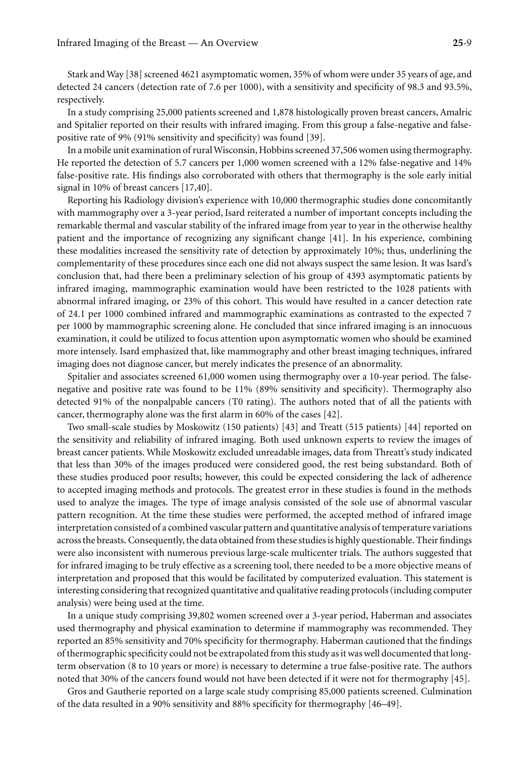Stark and Way [38] screened 4621 asymptomatic women, 35% of whom were under 35 years of age, and detected 24 cancers (detection rate of 7.6 per 1000), with a sensitivity and specificity of 98.3 and 93.5%, respectively.

In a study comprising 25,000 patients screened and 1,878 histologically proven breast cancers, Amalric and Spitalier reported on their results with infrared imaging. From this group a false-negative and false-positive rate of 9% (91% sensitivity and specificity) was found [39].

In a mobile unit examination of rural Wisconsin, Hobbins screened 37,506 women using thermography. He reported the detection of 5.7 cancers per 1,000 women screened with a 12% false-negative and 14% false-positive rate. His findings also corroborated with others that thermography is the sole early initial signal in 10% of breast cancers [17,40].

Reporting his Radiology division's experience with 10,000 thermographic studies done concomitantly with mammography over a 3-year period, Isard reiterated a number of important concepts including the remarkable thermal and vascular stability of the infrared image from year to year in the otherwise healthy patient and the importance of recognizing any significant change [41]. In his experience, combining these modalities increased the sensitivity rate of detection by approximately 10%; thus, underlining the complementarity of these procedures since each one did not always suspect the same lesion. It was Isard's conclusion that, had there been a preliminary selection of his group of 4393 asymptomatic patients by infrared imaging, mammographic examination would have been restricted to the 1028 patients with abnormal infrared imaging, or 23% of this cohort. This would have resulted in a cancer detection rate of 24.1 per 1000 combined infrared and mammographic examinations as contrasted to the expected 7 per 1000 by mammographic screening alone. He concluded that since infrared imaging is an innocuous examination, it could be utilized to focus attention upon asymptomatic women who should be examined more intensely. Isard emphasized that, like mammography and other breast imaging techniques, infrared imaging does not diagnose cancer, but merely indicates the presence of an abnormality.

Spitalier and associates screened 61,000 women using thermography over a 10-year period. The false-negative and positive rate was found to be 11% (89% sensitivity and specificity). Thermography also detected 91% of the nonpalpable cancers (T0 rating). The authors noted that of all the patients with cancer, thermography alone was the first alarm in 60% of the cases [42].

Two small-scale studies by Moskowitz (150 patients) [43] and Treatt (515 patients) [44] reported on the sensitivity and reliability of infrared imaging. Both used unknown experts to review the images of breast cancer patients. While Moskowitz excluded unreadable images, data from Threatt's study indicated that less than 30% of the images produced were considered good, the rest being substandard. Both of these studies produced poor results; however, this could be expected considering the lack of adherence to accepted imaging methods and protocols. The greatest error in these studies is found in the methods used to analyze the images. The type of image analysis consisted of the sole use of abnormal vascular pattern recognition. At the time these studies were performed, the accepted method of infrared image interpretation consisted of a combined vascular pattern and quantitative analysis of temperature variations across the breasts. Consequently, the data obtained from these studies is highly questionable. Their findings were also inconsistent with numerous previous large-scale multicenter trials. The authors suggested that for infrared imaging to be truly effective as a screening tool, there needed to be a more objective means of interpretation and proposed that this would be facilitated by computerized evaluation. This statement is interesting considering that recognized quantitative and qualitative reading protocols (including computer analysis) were being used at the time.

In a unique study comprising 39,802 women screened over a 3-year period, Haberman and associates used thermography and physical examination to determine if mammography was recommended. They reported an 85% sensitivity and 70% specificity for thermography. Haberman cautioned that the findings of thermographic specificity could not be extrapolated from this study as it was well documented that long-term observation (8 to 10 years or more) is necessary to determine a true false-positive rate. The authors noted that 30% of the cancers found would not have been detected if it were not for thermography [45].

Gros and Gautherie reported on a large scale study comprising 85,000 patients screened. Culmination of the data resulted in a 90% sensitivity and 88% specificity for thermography [46–49].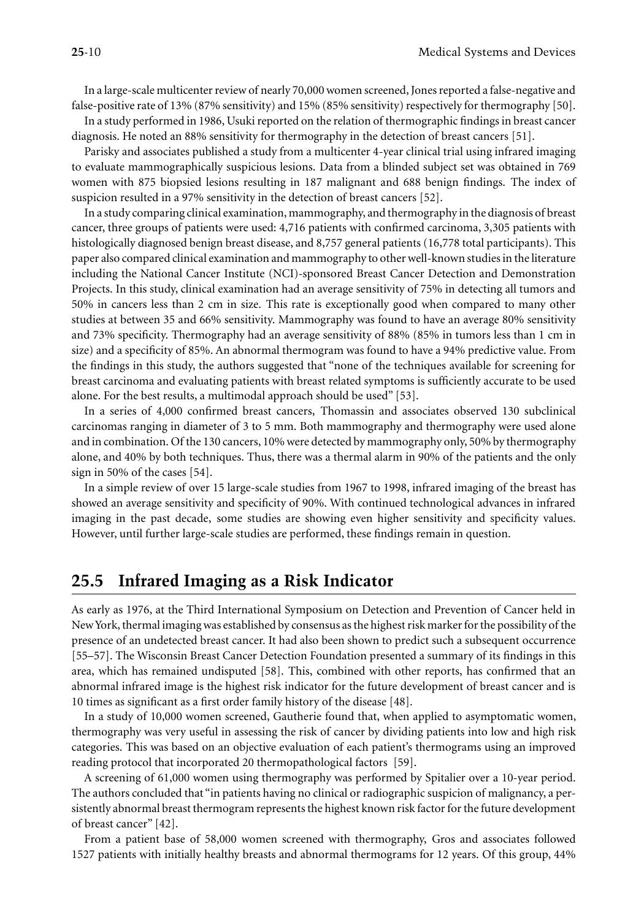In a large-scale multicenter review of nearly 70,000 women screened, Jones reported a false-negative and false-positive rate of 13% (87% sensitivity) and 15% (85% sensitivity) respectively for thermography [50].

In a study performed in 1986, Usuki reported on the relation of thermographic findings in breast cancer diagnosis. He noted an 88% sensitivity for thermography in the detection of breast cancers [51].

Parisky and associates published a study from a multicenter 4-year clinical trial using infrared imaging to evaluate mammographically suspicious lesions. Data from a blinded subject set was obtained in 769 women with 875 biopsied lesions resulting in 187 malignant and 688 benign findings. The index of suspicion resulted in a 97% sensitivity in the detection of breast cancers [52].

In a study comparing clinical examination, mammography, and thermography in the diagnosis of breast cancer, three groups of patients were used: 4,716 patients with confirmed carcinoma, 3,305 patients with histologically diagnosed benign breast disease, and 8,757 general patients (16,778 total participants). This paper also compared clinical examination and mammography to other well-known studies in the literature including the National Cancer Institute (NCI)-sponsored Breast Cancer Detection and Demonstration Projects. In this study, clinical examination had an average sensitivity of 75% in detecting all tumors and 50% in cancers less than 2 cm in size. This rate is exceptionally good when compared to many other studies at between 35 and 66% sensitivity. Mammography was found to have an average 80% sensitivity and 73% specificity. Thermography had an average sensitivity of 88% (85% in tumors less than 1 cm in size) and a specificity of 85%. An abnormal thermogram was found to have a 94% predictive value. From the findings in this study, the authors suggested that "none of the techniques available for screening for breast carcinoma and evaluating patients with breast related symptoms is sufficiently accurate to be used alone. For the best results, a multimodal approach should be used" [53].

In a series of 4,000 confirmed breast cancers, Thomassin and associates observed 130 subclinical carcinomas ranging in diameter of 3 to 5 mm. Both mammography and thermography were used alone and in combination. Of the 130 cancers, 10% were detected by mammography only, 50% by thermography alone, and 40% by both techniques. Thus, there was a thermal alarm in 90% of the patients and the only sign in 50% of the cases [54].

In a simple review of over 15 large-scale studies from 1967 to 1998, infrared imaging of the breast has showed an average sensitivity and specificity of 90%. With continued technological advances in infrared imaging in the past decade, some studies are showing even higher sensitivity and specificity values. However, until further large-scale studies are performed, these findings remain in question.

## 25.5 Infrared Imaging as a Risk Indicator

As early as 1976, at the Third International Symposium on Detection and Prevention of Cancer held in New York, thermal imaging was established by consensus as the highest risk marker for the possibility of the presence of an undetected breast cancer. It had also been shown to predict such a subsequent occurrence [55–57]. The Wisconsin Breast Cancer Detection Foundation presented a summary of its findings in this area, which has remained undisputed [58]. This, combined with other reports, has confirmed that an abnormal infrared image is the highest risk indicator for the future development of breast cancer and is 10 times as significant as a first order family history of the disease [48].

In a study of 10,000 women screened, Gautherie found that, when applied to asymptomatic women, thermography was very useful in assessing the risk of cancer by dividing patients into low and high risk categories. This was based on an objective evaluation of each patient's thermograms using an improved reading protocol that incorporated 20 thermopathological factors [59].

A screening of 61,000 women using thermography was performed by Spitalier over a 10-year period. The authors concluded that "in patients having no clinical or radiographic suspicion of malignancy, a persistently abnormal breast thermogram represents the highest known risk factor for the future development of breast cancer" [42].

From a patient base of 58,000 women screened with thermography, Gros and associates followed 1527 patients with initially healthy breasts and abnormal thermograms for 12 years. Of this group, 44%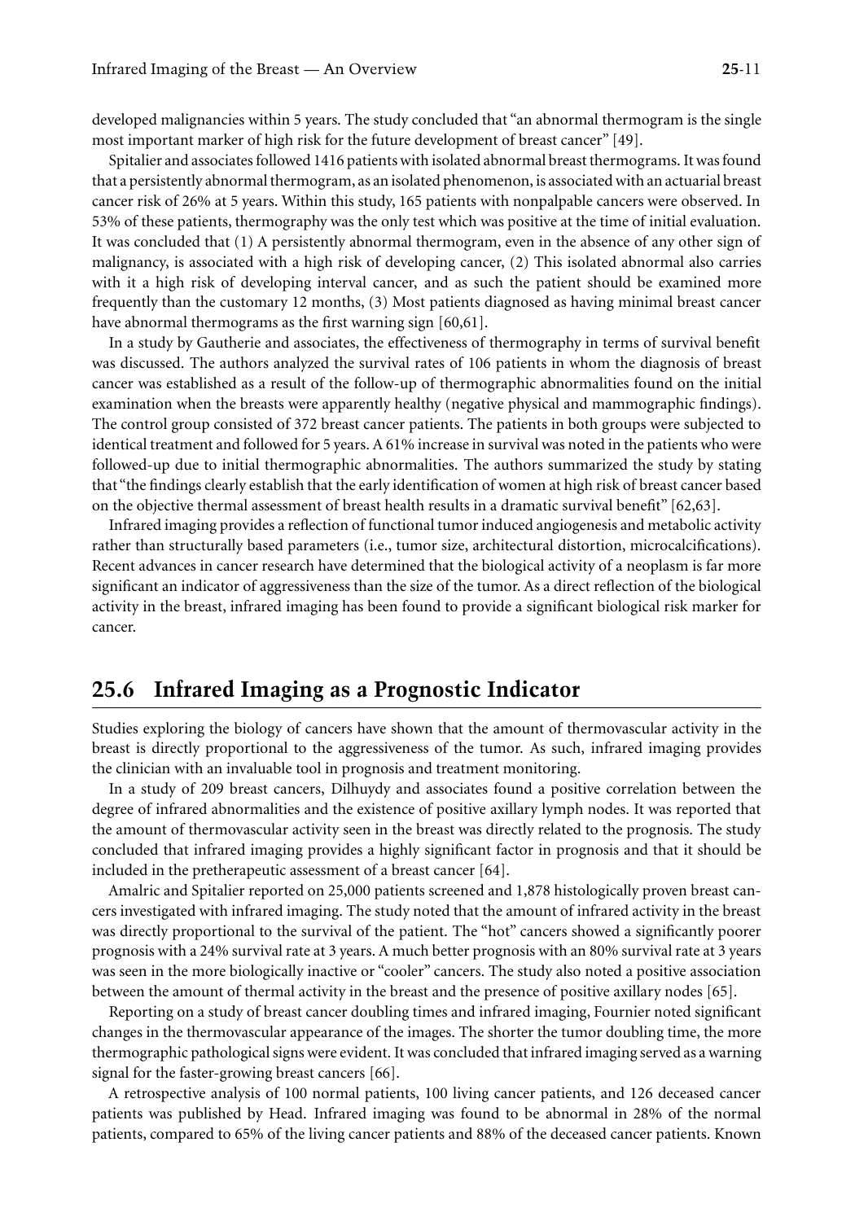developed malignancies within 5 years. The study concluded that "an abnormal thermogram is the single most important marker of high risk for the future development of breast cancer" [49].

Spitalier and associates followed 1416 patients with isolated abnormal breast thermograms. It was found that a persistently abnormal thermogram, as an isolated phenomenon, is associated with an actuarial breast cancer risk of 26% at 5 years. Within this study, 165 patients with nonpalpable cancers were observed. In 53% of these patients, thermography was the only test which was positive at the time of initial evaluation. It was concluded that (1) A persistently abnormal thermogram, even in the absence of any other sign of malignancy, is associated with a high risk of developing cancer, (2) This isolated abnormal also carries with it a high risk of developing interval cancer, and as such the patient should be examined more frequently than the customary 12 months, (3) Most patients diagnosed as having minimal breast cancer have abnormal thermograms as the first warning sign [60,61].

In a study by Gautherie and associates, the effectiveness of thermography in terms of survival benefit was discussed. The authors analyzed the survival rates of 106 patients in whom the diagnosis of breast cancer was established as a result of the follow-up of thermographic abnormalities found on the initial examination when the breasts were apparently healthy (negative physical and mammographic findings). The control group consisted of 372 breast cancer patients. The patients in both groups were subjected to identical treatment and followed for 5 years. A 61% increase in survival was noted in the patients who were followed-up due to initial thermographic abnormalities. The authors summarized the study by stating that "the findings clearly establish that the early identification of women at high risk of breast cancer based on the objective thermal assessment of breast health results in a dramatic survival benefit" [62,63].

Infrared imaging provides a reflection of functional tumor induced angiogenesis and metabolic activity rather than structurally based parameters (i.e., tumor size, architectural distortion, microcalcifications). Recent advances in cancer research have determined that the biological activity of a neoplasm is far more significant an indicator of aggressiveness than the size of the tumor. As a direct reflection of the biological activity in the breast, infrared imaging has been found to provide a significant biological risk marker for cancer.

## 25.6 Infrared Imaging as a Prognostic Indicator

Studies exploring the biology of cancers have shown that the amount of thermovascular activity in the breast is directly proportional to the aggressiveness of the tumor. As such, infrared imaging provides the clinician with an invaluable tool in prognosis and treatment monitoring.

In a study of 209 breast cancers, Dilhuydy and associates found a positive correlation between the degree of infrared abnormalities and the existence of positive axillary lymph nodes. It was reported that the amount of thermovascular activity seen in the breast was directly related to the prognosis. The study concluded that infrared imaging provides a highly significant factor in prognosis and that it should be included in the pretherapeutic assessment of a breast cancer [64].

Amalric and Spitalier reported on 25,000 patients screened and 1,878 histologically proven breast cancers investigated with infrared imaging. The study noted that the amount of infrared activity in the breast was directly proportional to the survival of the patient. The "hot" cancers showed a significantly poorer prognosis with a 24% survival rate at 3 years. A much better prognosis with an 80% survival rate at 3 years was seen in the more biologically inactive or "cooler" cancers. The study also noted a positive association between the amount of thermal activity in the breast and the presence of positive axillary nodes [65].

Reporting on a study of breast cancer doubling times and infrared imaging, Fournier noted significant changes in the thermovascular appearance of the images. The shorter the tumor doubling time, the more thermographic pathological signs were evident. It was concluded that infrared imaging served as a warning signal for the faster-growing breast cancers [66].

A retrospective analysis of 100 normal patients, 100 living cancer patients, and 126 deceased cancer patients was published by Head. Infrared imaging was found to be abnormal in 28% of the normal patients, compared to 65% of the living cancer patients and 88% of the deceased cancer patients. Known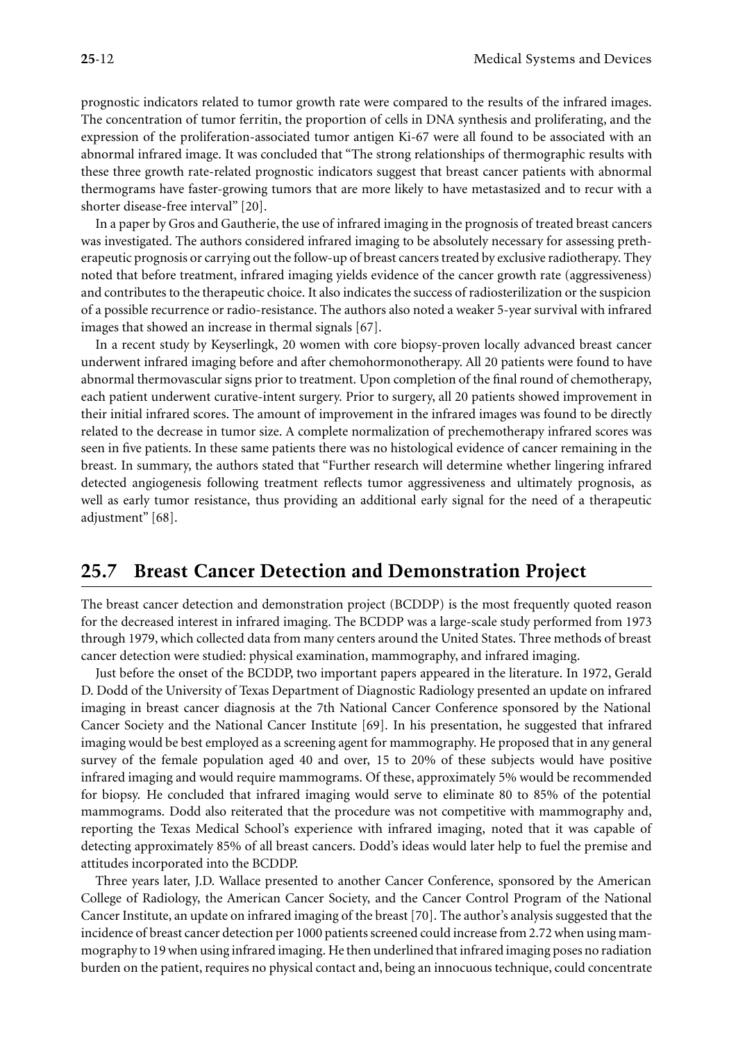prognostic indicators related to tumor growth rate were compared to the results of the infrared images. The concentration of tumor ferritin, the proportion of cells in DNA synthesis and proliferating, and the expression of the proliferation-associated tumor antigen Ki-67 were all found to be associated with an abnormal infrared image. It was concluded that "The strong relationships of thermographic results with these three growth rate-related prognostic indicators suggest that breast cancer patients with abnormal thermograms have faster-growing tumors that are more likely to have metastasized and to recur with a shorter disease-free interval" [20].

In a paper by Gros and Gautherie, the use of infrared imaging in the prognosis of treated breast cancers was investigated. The authors considered infrared imaging to be absolutely necessary for assessing pretherapeutic prognosis or carrying out the follow-up of breast cancers treated by exclusive radiotherapy. They noted that before treatment, infrared imaging yields evidence of the cancer growth rate (aggressiveness) and contributes to the therapeutic choice. It also indicates the success of radiosterilization or the suspicion of a possible recurrence or radio-resistance. The authors also noted a weaker 5-year survival with infrared images that showed an increase in thermal signals [67].

In a recent study by Keyserlingk, 20 women with core biopsy-proven locally advanced breast cancer underwent infrared imaging before and after chemohormonotherapy. All 20 patients were found to have abnormal thermovascular signs prior to treatment. Upon completion of the final round of chemotherapy, each patient underwent curative-intent surgery. Prior to surgery, all 20 patients showed improvement in their initial infrared scores. The amount of improvement in the infrared images was found to be directly related to the decrease in tumor size. A complete normalization of prechemotherapy infrared scores was seen in five patients. In these same patients there was no histological evidence of cancer remaining in the breast. In summary, the authors stated that "Further research will determine whether lingering infrared detected angiogenesis following treatment reflects tumor aggressiveness and ultimately prognosis, as well as early tumor resistance, thus providing an additional early signal for the need of a therapeutic adjustment" [68].

## 25.7 Breast Cancer Detection and Demonstration Project

The breast cancer detection and demonstration project (BCDDP) is the most frequently quoted reason for the decreased interest in infrared imaging. The BCDDP was a large-scale study performed from 1973 through 1979, which collected data from many centers around the United States. Three methods of breast cancer detection were studied: physical examination, mammography, and infrared imaging.

Just before the onset of the BCDDP, two important papers appeared in the literature. In 1972, Gerald D. Dodd of the University of Texas Department of Diagnostic Radiology presented an update on infrared imaging in breast cancer diagnosis at the 7th National Cancer Conference sponsored by the National Cancer Society and the National Cancer Institute [69]. In his presentation, he suggested that infrared imaging would be best employed as a screening agent for mammography. He proposed that in any general survey of the female population aged 40 and over, 15 to 20% of these subjects would have positive infrared imaging and would require mammograms. Of these, approximately 5% would be recommended for biopsy. He concluded that infrared imaging would serve to eliminate 80 to 85% of the potential mammograms. Dodd also reiterated that the procedure was not competitive with mammography and, reporting the Texas Medical School's experience with infrared imaging, noted that it was capable of detecting approximately 85% of all breast cancers. Dodd's ideas would later help to fuel the premise and attitudes incorporated into the BCDDP.

Three years later, J.D. Wallace presented to another Cancer Conference, sponsored by the American College of Radiology, the American Cancer Society, and the Cancer Control Program of the National Cancer Institute, an update on infrared imaging of the breast [70]. The author's analysis suggested that the incidence of breast cancer detection per 1000 patients screened could increase from 2.72 when using mammography to 19 when using infrared imaging. He then underlined that infrared imaging poses no radiation burden on the patient, requires no physical contact and, being an innocuous technique, could concentrate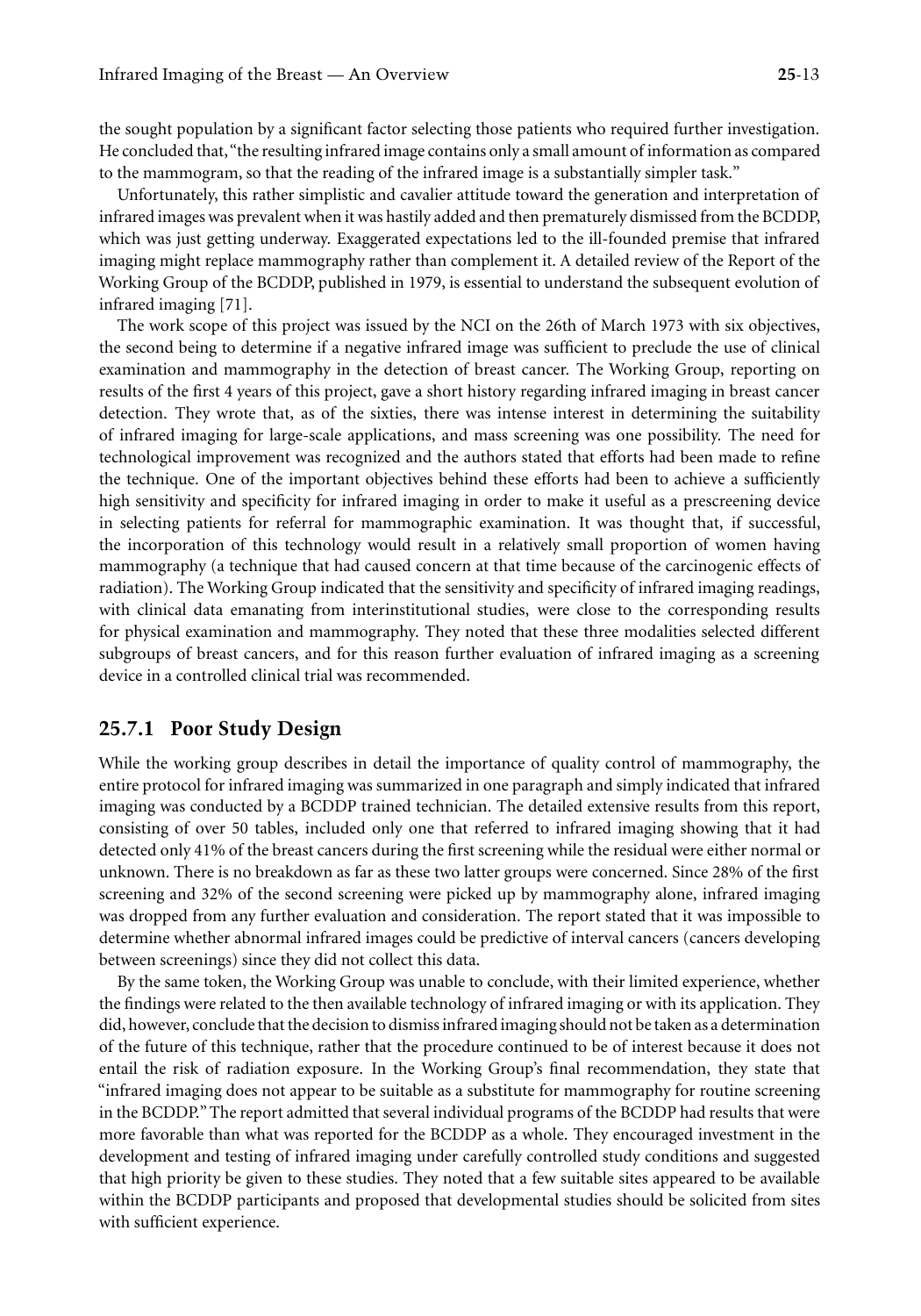the sought population by a significant factor selecting those patients who required further investigation. He concluded that, "the resulting infrared image contains only a small amount of information as compared to the mammogram, so that the reading of the infrared image is a substantially simpler task."

Unfortunately, this rather simplistic and cavalier attitude toward the generation and interpretation of infrared images was prevalent when it was hastily added and then prematurely dismissed from the BCDDP, which was just getting underway. Exaggerated expectations led to the ill-founded premise that infrared imaging might replace mammography rather than complement it. A detailed review of the Report of the Working Group of the BCDDP, published in 1979, is essential to understand the subsequent evolution of infrared imaging [71].

The work scope of this project was issued by the NCI on the 26th of March 1973 with six objectives, the second being to determine if a negative infrared image was sufficient to preclude the use of clinical examination and mammography in the detection of breast cancer. The Working Group, reporting on results of the first 4 years of this project, gave a short history regarding infrared imaging in breast cancer detection. They wrote that, as of the sixties, there was intense interest in determining the suitability of infrared imaging for large-scale applications, and mass screening was one possibility. The need for technological improvement was recognized and the authors stated that efforts had been made to refine the technique. One of the important objectives behind these efforts had been to achieve a sufficiently high sensitivity and specificity for infrared imaging in order to make it useful as a prescreening device in selecting patients for referral for mammographic examination. It was thought that, if successful, the incorporation of this technology would result in a relatively small proportion of women having mammography (a technique that had caused concern at that time because of the carcinogenic effects of radiation). The Working Group indicated that the sensitivity and specificity of infrared imaging readings, with clinical data emanating from interinstitutional studies, were close to the corresponding results for physical examination and mammography. They noted that these three modalities selected different subgroups of breast cancers, and for this reason further evaluation of infrared imaging as a screening device in a controlled clinical trial was recommended.

### 25.7.1 Poor Study Design

While the working group describes in detail the importance of quality control of mammography, the entire protocol for infrared imaging was summarized in one paragraph and simply indicated that infrared imaging was conducted by a BCDDP trained technician. The detailed extensive results from this report, consisting of over 50 tables, included only one that referred to infrared imaging showing that it had detected only 41% of the breast cancers during the first screening while the residual were either normal or unknown. There is no breakdown as far as these two latter groups were concerned. Since 28% of the first screening and 32% of the second screening were picked up by mammography alone, infrared imaging was dropped from any further evaluation and consideration. The report stated that it was impossible to determine whether abnormal infrared images could be predictive of interval cancers (cancers developing between screenings) since they did not collect this data.

By the same token, the Working Group was unable to conclude, with their limited experience, whether the findings were related to the then available technology of infrared imaging or with its application. They did, however, conclude that the decision to dismiss infrared imaging should not be taken as a determination of the future of this technique, rather that the procedure continued to be of interest because it does not entail the risk of radiation exposure. In the Working Group's final recommendation, they state that "infrared imaging does not appear to be suitable as a substitute for mammography for routine screening in the BCDDP." The report admitted that several individual programs of the BCDDP had results that were more favorable than what was reported for the BCDDP as a whole. They encouraged investment in the development and testing of infrared imaging under carefully controlled study conditions and suggested that high priority be given to these studies. They noted that a few suitable sites appeared to be available within the BCDDP participants and proposed that developmental studies should be solicited from sites with sufficient experience.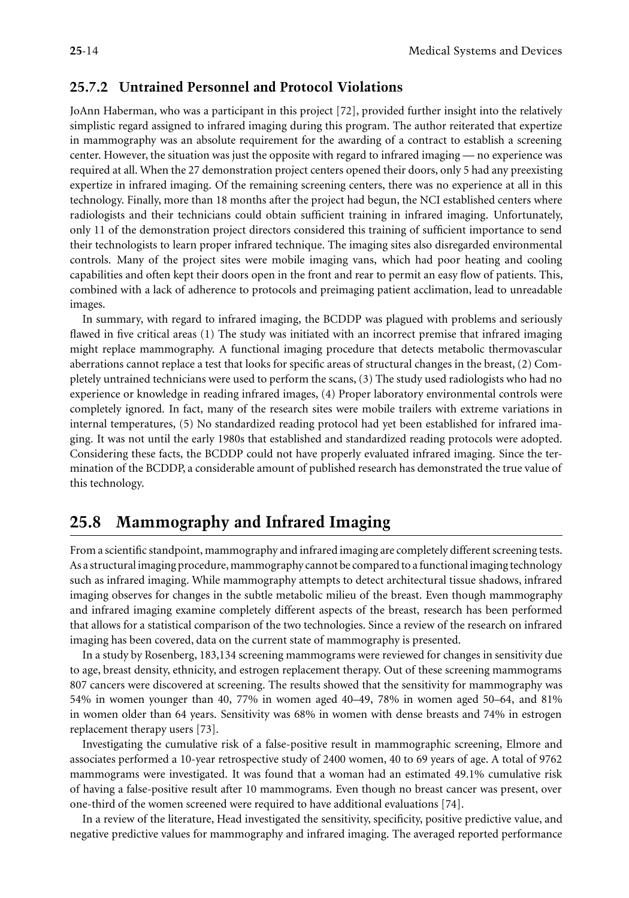### 25.7.2 Untrained Personnel and Protocol Violations

JoAnn Haberman, who was a participant in this project [72], provided further insight into the relatively simplistic regard assigned to infrared imaging during this program. The author reiterated that expertize in mammography was an absolute requirement for the awarding of a contract to establish a screening center. However, the situation was just the opposite with regard to infrared imaging — no experience was required at all. When the 27 demonstration project centers opened their doors, only 5 had any preexisting expertize in infrared imaging. Of the remaining screening centers, there was no experience at all in this technology. Finally, more than 18 months after the project had begun, the NCI established centers where radiologists and their technicians could obtain sufficient training in infrared imaging. Unfortunately, only 11 of the demonstration project directors considered this training of sufficient importance to send their technologists to learn proper infrared technique. The imaging sites also disregarded environmental controls. Many of the project sites were mobile imaging vans, which had poor heating and cooling capabilities and often kept their doors open in the front and rear to permit an easy flow of patients. This, combined with a lack of adherence to protocols and preimaging patient acclimation, lead to unreadable images.

In summary, with regard to infrared imaging, the BCDDP was plagued with problems and seriously flawed in five critical areas (1) The study was initiated with an incorrect premise that infrared imaging might replace mammography. A functional imaging procedure that detects metabolic thermovascular aberrations cannot replace a test that looks for specific areas of structural changes in the breast, (2) Completely untrained technicians were used to perform the scans, (3) The study used radiologists who had no experience or knowledge in reading infrared images, (4) Proper laboratory environmental controls were completely ignored. In fact, many of the research sites were mobile trailers with extreme variations in internal temperatures, (5) No standardized reading protocol had yet been established for infrared imaging. It was not until the early 1980s that established and standardized reading protocols were adopted. Considering these facts, the BCDDP could not have properly evaluated infrared imaging. Since the termination of the BCDDP, a considerable amount of published research has demonstrated the true value of this technology.

## 25.8 Mammography and Infrared Imaging

From a scientific standpoint, mammography and infrared imaging are completely different screening tests. As a structural imaging procedure, mammography cannot be compared to a functional imaging technology such as infrared imaging. While mammography attempts to detect architectural tissue shadows, infrared imaging observes for changes in the subtle metabolic milieu of the breast. Even though mammography and infrared imaging examine completely different aspects of the breast, research has been performed that allows for a statistical comparison of the two technologies. Since a review of the research on infrared imaging has been covered, data on the current state of mammography is presented.

In a study by Rosenberg, 183,134 screening mammograms were reviewed for changes in sensitivity due to age, breast density, ethnicity, and estrogen replacement therapy. Out of these screening mammograms 807 cancers were discovered at screening. The results showed that the sensitivity for mammography was 54% in women younger than 40, 77% in women aged 40–49, 78% in women aged 50–64, and 81% in women older than 64 years. Sensitivity was 68% in women with dense breasts and 74% in estrogen replacement therapy users [73].

Investigating the cumulative risk of a false-positive result in mammographic screening, Elmore and associates performed a 10-year retrospective study of 2400 women, 40 to 69 years of age. A total of 9762 mammograms were investigated. It was found that a woman had an estimated 49.1% cumulative risk of having a false-positive result after 10 mammograms. Even though no breast cancer was present, over one-third of the women screened were required to have additional evaluations [74].

In a review of the literature, Head investigated the sensitivity, specificity, positive predictive value, and negative predictive values for mammography and infrared imaging. The averaged reported performance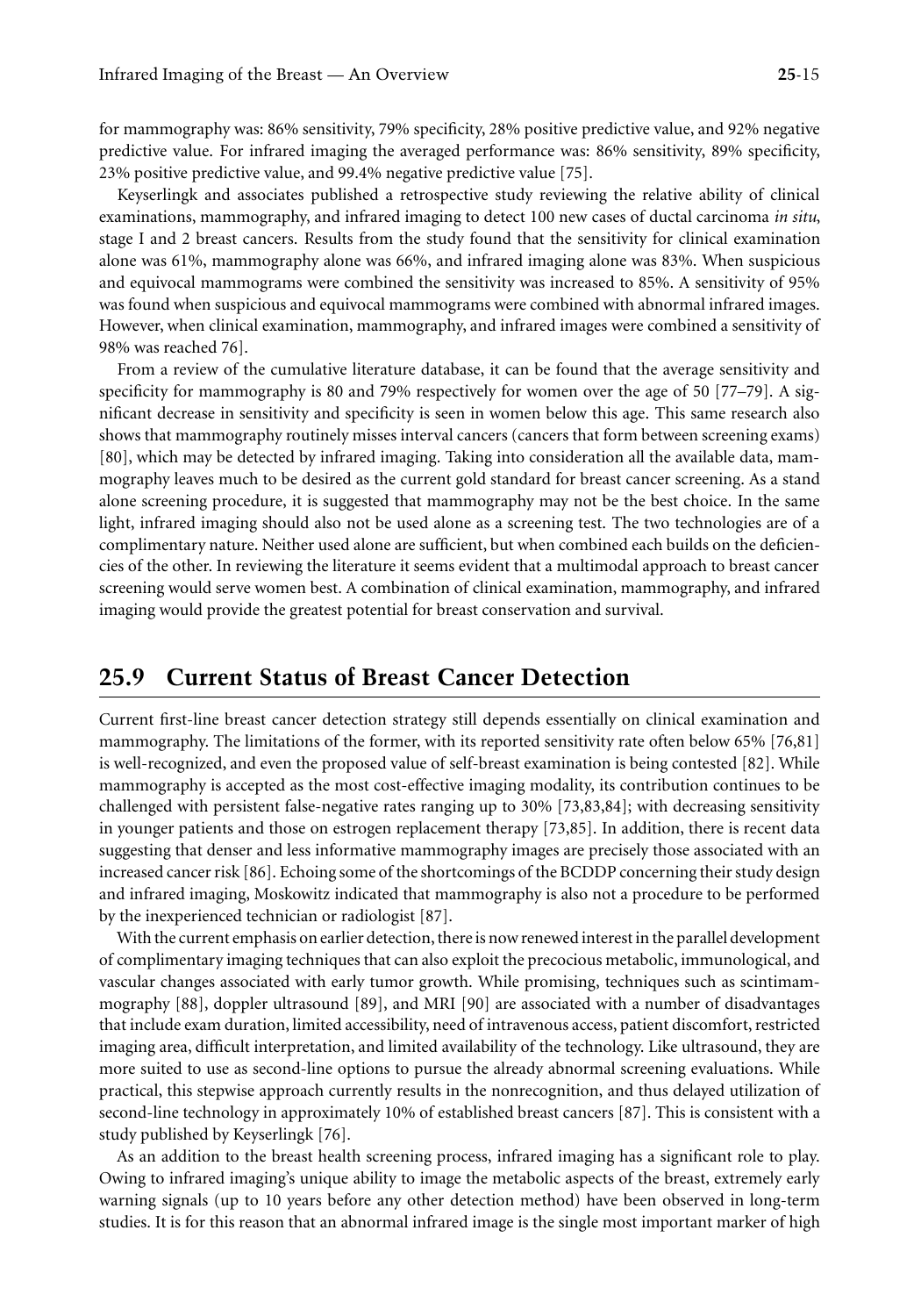for mammography was: 86% sensitivity, 79% specificity, 28% positive predictive value, and 92% negative predictive value. For infrared imaging the averaged performance was: 86% sensitivity, 89% specificity, 23% positive predictive value, and 99.4% negative predictive value [75].

Keyserlingk and associates published a retrospective study reviewing the relative ability of clinical examinations, mammography, and infrared imaging to detect 100 new cases of ductal carcinoma *in situ*, stage I and 2 breast cancers. Results from the study found that the sensitivity for clinical examination alone was 61%, mammography alone was 66%, and infrared imaging alone was 83%. When suspicious and equivocal mammograms were combined the sensitivity was increased to 85%. A sensitivity of 95% was found when suspicious and equivocal mammograms were combined with abnormal infrared images. However, when clinical examination, mammography, and infrared images were combined a sensitivity of 98% was reached 76].

From a review of the cumulative literature database, it can be found that the average sensitivity and specificity for mammography is 80 and 79% respectively for women over the age of 50 [77–79]. A significant decrease in sensitivity and specificity is seen in women below this age. This same research also shows that mammography routinely misses interval cancers (cancers that form between screening exams) [80], which may be detected by infrared imaging. Taking into consideration all the available data, mammography leaves much to be desired as the current gold standard for breast cancer screening. As a stand alone screening procedure, it is suggested that mammography may not be the best choice. In the same light, infrared imaging should also not be used alone as a screening test. The two technologies are of a complimentary nature. Neither used alone are sufficient, but when combined each builds on the deficiencies of the other. In reviewing the literature it seems evident that a multimodal approach to breast cancer screening would serve women best. A combination of clinical examination, mammography, and infrared imaging would provide the greatest potential for breast conservation and survival.

## 25.9 Current Status of Breast Cancer Detection

Current first-line breast cancer detection strategy still depends essentially on clinical examination and mammography. The limitations of the former, with its reported sensitivity rate often below 65% [76,81] is well-recognized, and even the proposed value of self-breast examination is being contested [82]. While mammography is accepted as the most cost-effective imaging modality, its contribution continues to be challenged with persistent false-negative rates ranging up to 30% [73,83,84]; with decreasing sensitivity in younger patients and those on estrogen replacement therapy [73,85]. In addition, there is recent data suggesting that denser and less informative mammography images are precisely those associated with an increased cancer risk [86]. Echoing some of the shortcomings of the BCDDP concerning their study design and infrared imaging, Moskowitz indicated that mammography is also not a procedure to be performed by the inexperienced technician or radiologist [87].

With the current emphasis on earlier detection, there is now renewed interest in the parallel development of complimentary imaging techniques that can also exploit the precocious metabolic, immunological, and vascular changes associated with early tumor growth. While promising, techniques such as scintimammography [88], doppler ultrasound [89], and MRI [90] are associated with a number of disadvantages that include exam duration, limited accessibility, need of intravenous access, patient discomfort, restricted imaging area, difficult interpretation, and limited availability of the technology. Like ultrasound, they are more suited to use as second-line options to pursue the already abnormal screening evaluations. While practical, this stepwise approach currently results in the nonrecognition, and thus delayed utilization of second-line technology in approximately 10% of established breast cancers [87]. This is consistent with a study published by Keyserlingk [76].

As an addition to the breast health screening process, infrared imaging has a significant role to play. Owing to infrared imaging's unique ability to image the metabolic aspects of the breast, extremely early warning signals (up to 10 years before any other detection method) have been observed in long-term studies. It is for this reason that an abnormal infrared image is the single most important marker of high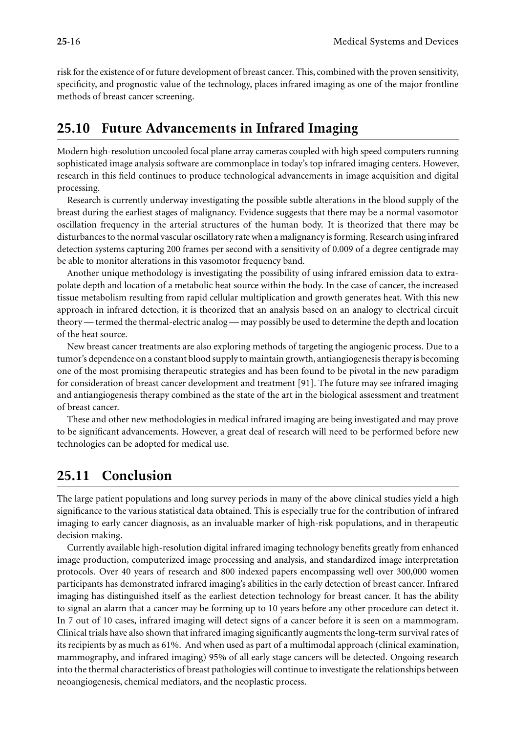risk for the existence of or future development of breast cancer. This, combined with the proven sensitivity, specificity, and prognostic value of the technology, places infrared imaging as one of the major frontline methods of breast cancer screening.

## 25.10 Future Advancements in Infrared Imaging

Modern high-resolution uncooled focal plane array cameras coupled with high speed computers running sophisticated image analysis software are commonplace in today's top infrared imaging centers. However, research in this field continues to produce technological advancements in image acquisition and digital processing.

Research is currently underway investigating the possible subtle alterations in the blood supply of the breast during the earliest stages of malignancy. Evidence suggests that there may be a normal vasomotor oscillation frequency in the arterial structures of the human body. It is theorized that there may be disturbances to the normal vascular oscillatory rate when a malignancy is forming. Research using infrared detection systems capturing 200 frames per second with a sensitivity of 0.009 of a degree centigrade may be able to monitor alterations in this vasomotor frequency band.

Another unique methodology is investigating the possibility of using infrared emission data to extrapolate depth and location of a metabolic heat source within the body. In the case of cancer, the increased tissue metabolism resulting from rapid cellular multiplication and growth generates heat. With this new approach in infrared detection, it is theorized that an analysis based on an analogy to electrical circuit theory — termed the thermal-electric analog — may possibly be used to determine the depth and location of the heat source.

New breast cancer treatments are also exploring methods of targeting the angiogenic process. Due to a tumor's dependence on a constant blood supply to maintain growth, antiangiogenesis therapy is becoming one of the most promising therapeutic strategies and has been found to be pivotal in the new paradigm for consideration of breast cancer development and treatment [91]. The future may see infrared imaging and antiangiogenesis therapy combined as the state of the art in the biological assessment and treatment of breast cancer.

These and other new methodologies in medical infrared imaging are being investigated and may prove to be significant advancements. However, a great deal of research will need to be performed before new technologies can be adopted for medical use.

## 25.11 Conclusion

The large patient populations and long survey periods in many of the above clinical studies yield a high significance to the various statistical data obtained. This is especially true for the contribution of infrared imaging to early cancer diagnosis, as an invaluable marker of high-risk populations, and in therapeutic decision making.

Currently available high-resolution digital infrared imaging technology benefits greatly from enhanced image production, computerized image processing and analysis, and standardized image interpretation protocols. Over 40 years of research and 800 indexed papers encompassing well over 300,000 women participants has demonstrated infrared imaging's abilities in the early detection of breast cancer. Infrared imaging has distinguished itself as the earliest detection technology for breast cancer. It has the ability to signal an alarm that a cancer may be forming up to 10 years before any other procedure can detect it. In 7 out of 10 cases, infrared imaging will detect signs of a cancer before it is seen on a mammogram. Clinical trials have also shown that infrared imaging significantly augments the long-term survival rates of its recipients by as much as 61%. And when used as part of a multimodal approach (clinical examination, mammography, and infrared imaging) 95% of all early stage cancers will be detected. Ongoing research into the thermal characteristics of breast pathologies will continue to investigate the relationships between neoangiogenesis, chemical mediators, and the neoplastic process.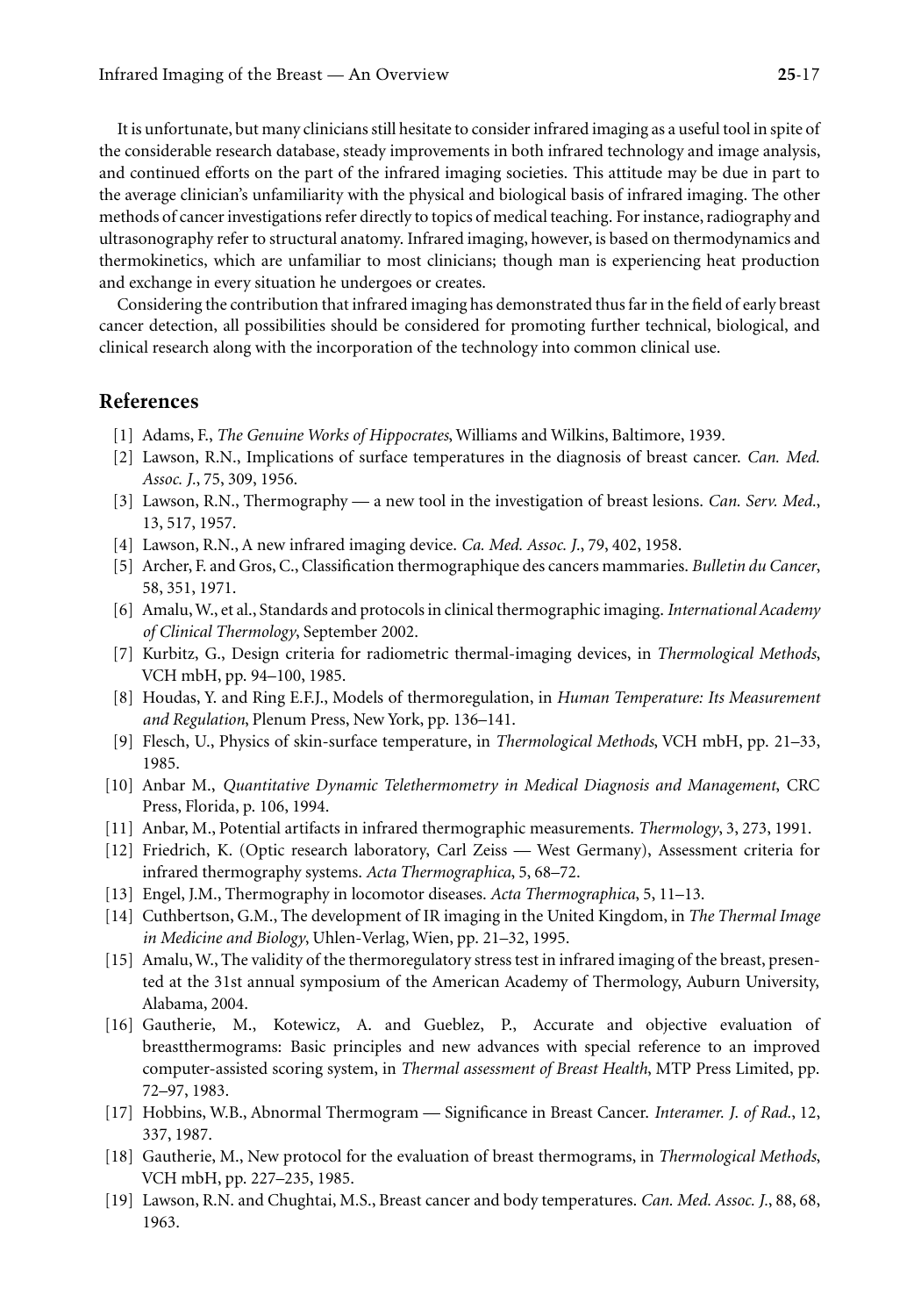It is unfortunate, but many clinicians still hesitate to consider infrared imaging as a useful tool in spite of the considerable research database, steady improvements in both infrared technology and image analysis, and continued efforts on the part of the infrared imaging societies. This attitude may be due in part to the average clinician's unfamiliarity with the physical and biological basis of infrared imaging. The other methods of cancer investigations refer directly to topics of medical teaching. For instance, radiography and ultrasonography refer to structural anatomy. Infrared imaging, however, is based on thermodynamics and thermokinetics, which are unfamiliar to most clinicians; though man is experiencing heat production and exchange in every situation he undergoes or creates.

Considering the contribution that infrared imaging has demonstrated thus far in the field of early breast cancer detection, all possibilities should be considered for promoting further technical, biological, and clinical research along with the incorporation of the technology into common clinical use.

## References

[1] Adams, F., *The Genuine Works of Hippocrates*, Williams and Wilkins, Baltimore, 1939.

[2] Lawson, R.N., Implications of surface temperatures in the diagnosis of breast cancer. *Can. Med. Assoc. J.*, 75, 309, 1956.

[3] Lawson, R.N., Thermography — a new tool in the investigation of breast lesions. *Can. Serv. Med.*, 13, 517, 1957.

[4] Lawson, R.N., A new infrared imaging device. *Ca. Med. Assoc. J.*, 79, 402, 1958.

[5] Archer, F. and Gros, C., Classification thermographique des cancers mammaries. *Bulletin du Cancer*, 58, 351, 1971.

[6] Amalu, W., et al., Standards and protocols in clinical thermographic imaging. *International Academy of Clinical Thermology*, September 2002.

[7] Kurbitz, G., Design criteria for radiometric thermal-imaging devices, in *Thermological Methods*, VCH mbH, pp. 94–100, 1985.

[8] Houdas, Y. and Ring E.F.J., Models of thermoregulation, in *Human Temperature: Its Measurement and Regulation*, Plenum Press, New York, pp. 136–141.

[9] Flesch, U., Physics of skin-surface temperature, in *Thermological Methods*, VCH mbH, pp. 21–33, 1985.

[10] Anbar M., *Quantitative Dynamic Telethermometry in Medical Diagnosis and Management*, CRC Press, Florida, p. 106, 1994.

[11] Anbar, M., Potential artifacts in infrared thermographic measurements. *Thermology*, 3, 273, 1991.

[12] Friedrich, K. (Optic research laboratory, Carl Zeiss — West Germany), Assessment criteria for infrared thermography systems. *Acta Thermographica*, 5, 68–72.

[13] Engel, J.M., Thermography in locomotor diseases. *Acta Thermographica*, 5, 11–13.

[14] Cuthbertson, G.M., The development of IR imaging in the United Kingdom, in *The Thermal Image in Medicine and Biology*, Uhlen-Verlag, Wien, pp. 21–32, 1995.

[15] Amalu, W., The validity of the thermoregulatory stress test in infrared imaging of the breast, presented at the 31st annual symposium of the American Academy of Thermology, Auburn University, Alabama, 2004.

[16] Gautherie, M., Kotewicz, A. and Gueblez, P., Accurate and objective evaluation of breastthermograms: Basic principles and new advances with special reference to an improved computer-assisted scoring system, in *Thermal assessment of Breast Health*, MTP Press Limited, pp. 72–97, 1983.

[17] Hobbins, W.B., Abnormal Thermogram — Significance in Breast Cancer. *Interamer. J. of Rad.*, 12, 337, 1987.

[18] Gautherie, M., New protocol for the evaluation of breast thermograms, in *Thermological Methods*, VCH mbH, pp. 227–235, 1985.

[19] Lawson, R.N. and Chughtai, M.S., Breast cancer and body temperatures. *Can. Med. Assoc. J.*, 88, 68, 1963.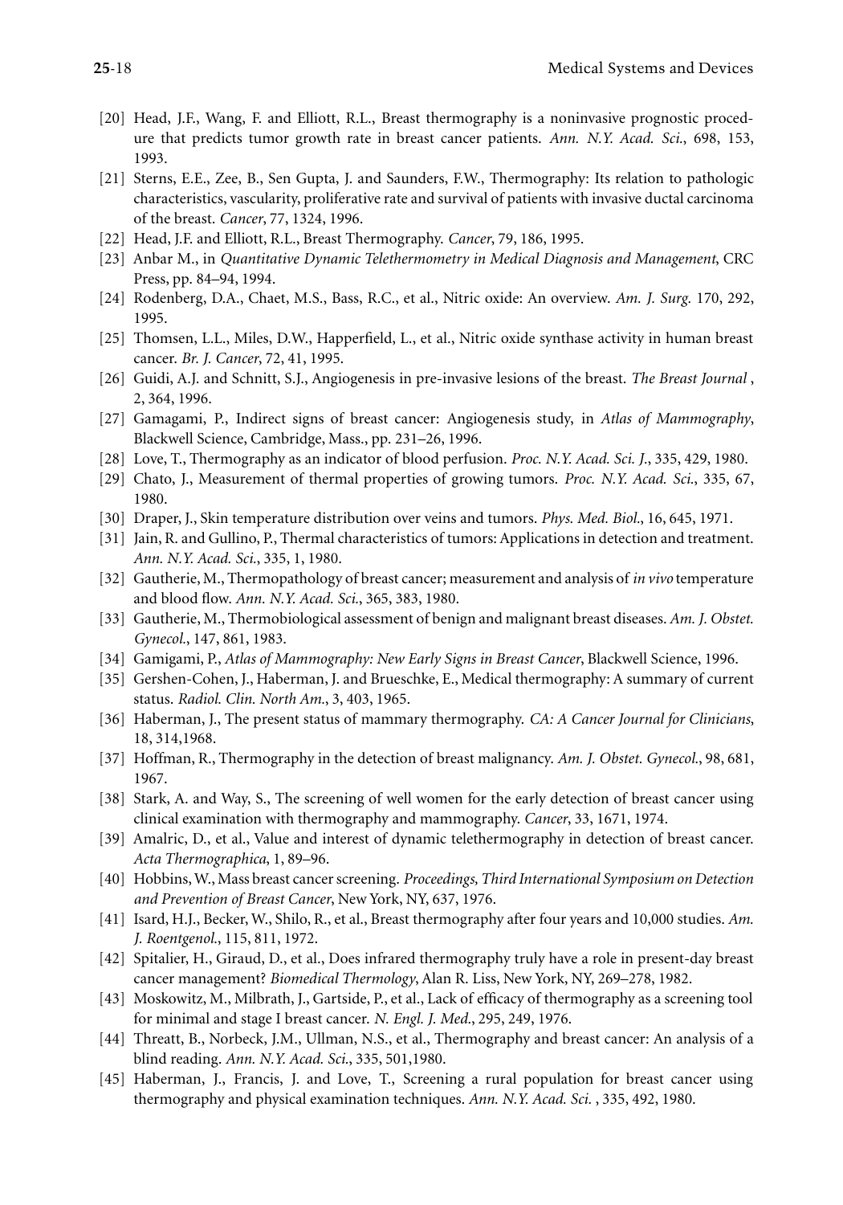[20] Head, J.F., Wang, F. and Elliott, R.L., Breast thermography is a noninvasive prognostic procedure that predicts tumor growth rate in breast cancer patients. *Ann. N.Y. Acad. Sci.*, 698, 153, 1993.

[21] Sterns, E.E., Zee, B., Sen Gupta, J. and Saunders, F.W., Thermography: Its relation to pathologic characteristics, vascularity, proliferative rate and survival of patients with invasive ductal carcinoma of the breast. *Cancer*, 77, 1324, 1996.

[22] Head, J.F. and Elliott, R.L., Breast Thermography. *Cancer*, 79, 186, 1995.

[23] Anbar M., in *Quantitative Dynamic Telethermometry in Medical Diagnosis and Management*, CRC Press, pp. 84–94, 1994.

[24] Rodenberg, D.A., Chaet, M.S., Bass, R.C., et al., Nitric oxide: An overview. *Am. J. Surg.* 170, 292, 1995.

[25] Thomsen, L.L., Miles, D.W., Happerfield, L., et al., Nitric oxide synthase activity in human breast cancer. *Br. J. Cancer*, 72, 41, 1995.

[26] Guidi, A.J. and Schnitt, S.J., Angiogenesis in pre-invasive lesions of the breast. *The Breast Journal* , 2, 364, 1996.

[27] Gamagami, P., Indirect signs of breast cancer: Angiogenesis study, in *Atlas of Mammography*, Blackwell Science, Cambridge, Mass., pp. 231–26, 1996.

[28] Love, T., Thermography as an indicator of blood perfusion. *Proc. N.Y. Acad. Sci. J.*, 335, 429, 1980.

[29] Chato, J., Measurement of thermal properties of growing tumors. *Proc. N.Y. Acad. Sci.*, 335, 67, 1980.

[30] Draper, J., Skin temperature distribution over veins and tumors. *Phys. Med. Biol.*, 16, 645, 1971.

[31] Jain, R. and Gullino, P., Thermal characteristics of tumors: Applications in detection and treatment. *Ann. N.Y. Acad. Sci.*, 335, 1, 1980.

[32] Gautherie, M., Thermopathology of breast cancer; measurement and analysis of *in vivo* temperature and blood flow. *Ann. N.Y. Acad. Sci.*, 365, 383, 1980.

[33] Gautherie, M., Thermobiological assessment of benign and malignant breast diseases. *Am. J. Obstet. Gynecol.*, 147, 861, 1983.

[34] Gamigami, P., *Atlas of Mammography: New Early Signs in Breast Cancer*, Blackwell Science, 1996.

[35] Gershen-Cohen, J., Haberman, J. and Brueschke, E., Medical thermography: A summary of current status. *Radiol. Clin. North Am.*, 3, 403, 1965.

[36] Haberman, J., The present status of mammary thermography. *CA: A Cancer Journal for Clinicians*, 18, 314,1968.

[37] Hoffman, R., Thermography in the detection of breast malignancy. *Am. J. Obstet. Gynecol.*, 98, 681, 1967.

[38] Stark, A. and Way, S., The screening of well women for the early detection of breast cancer using clinical examination with thermography and mammography. *Cancer*, 33, 1671, 1974.

[39] Amalric, D., et al., Value and interest of dynamic telethermography in detection of breast cancer. *Acta Thermographica*, 1, 89–96.

[40] Hobbins, W., Mass breast cancer screening. *Proceedings, Third International Symposium on Detection and Prevention of Breast Cancer*, New York, NY, 637, 1976.

[41] Isard, H.J., Becker, W., Shilo, R., et al., Breast thermography after four years and 10,000 studies. *Am. J. Roentgenol.*, 115, 811, 1972.

[42] Spitalier, H., Giraud, D., et al., Does infrared thermography truly have a role in present-day breast cancer management? *Biomedical Thermology*, Alan R. Liss, New York, NY, 269–278, 1982.

[43] Moskowitz, M., Milbrath, J., Gartside, P., et al., Lack of efficacy of thermography as a screening tool for minimal and stage I breast cancer. *N. Engl. J. Med.*, 295, 249, 1976.

[44] Threatt, B., Norbeck, J.M., Ullman, N.S., et al., Thermography and breast cancer: An analysis of a blind reading. *Ann. N.Y. Acad. Sci.*, 335, 501,1980.

[45] Haberman, J., Francis, J. and Love, T., Screening a rural population for breast cancer using thermography and physical examination techniques. *Ann. N.Y. Acad. Sci.* , 335, 492, 1980.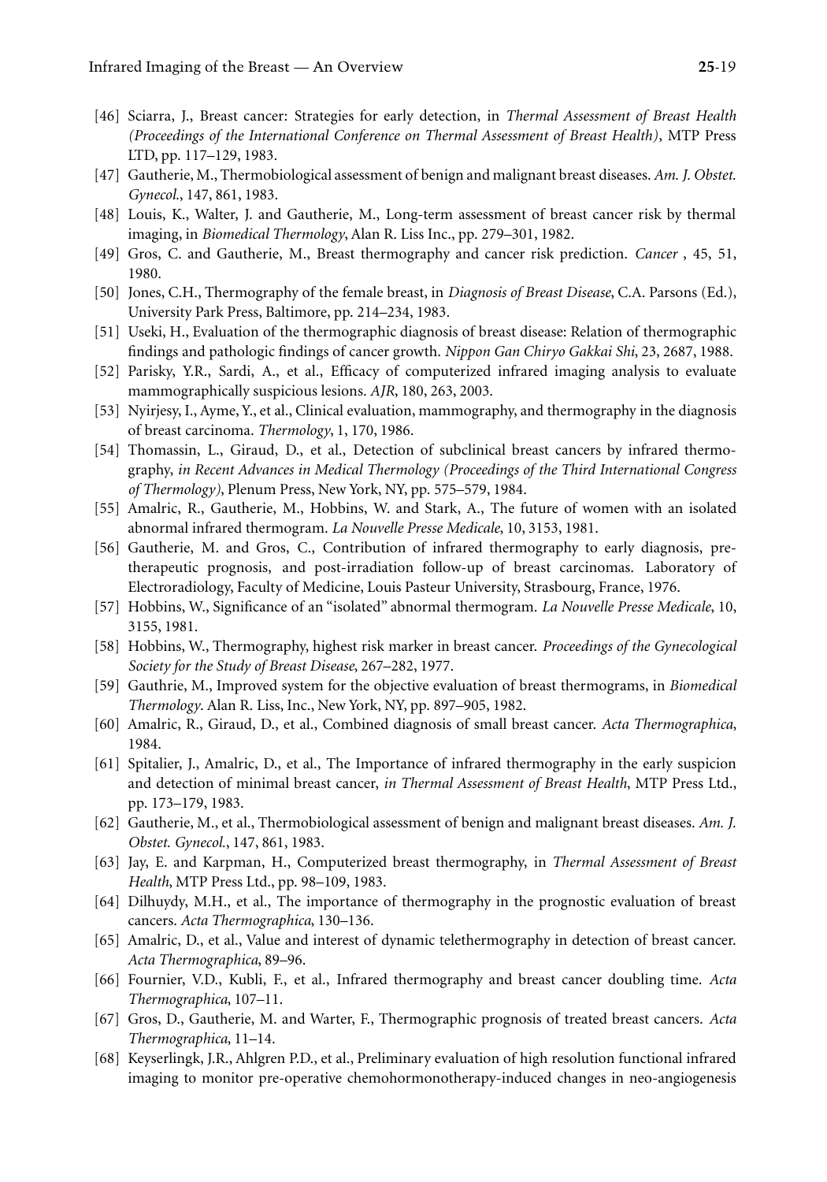[46] Sciarra, J., Breast cancer: Strategies for early detection, in *Thermal Assessment of Breast Health (Proceedings of the International Conference on Thermal Assessment of Breast Health)*, MTP Press LTD, pp. 117–129, 1983.

[47] Gautherie, M., Thermobiological assessment of benign and malignant breast diseases. *Am. J. Obstet. Gynecol.*, 147, 861, 1983.

[48] Louis, K., Walter, J. and Gautherie, M., Long-term assessment of breast cancer risk by thermal imaging, in *Biomedical Thermology*, Alan R. Liss Inc., pp. 279–301, 1982.

[49] Gros, C. and Gautherie, M., Breast thermography and cancer risk prediction. *Cancer* , 45, 51, 1980.

[50] Jones, C.H., Thermography of the female breast, in *Diagnosis of Breast Disease*, C.A. Parsons (Ed.), University Park Press, Baltimore, pp. 214–234, 1983.

[51] Useki, H., Evaluation of the thermographic diagnosis of breast disease: Relation of thermographic findings and pathologic findings of cancer growth. *Nippon Gan Chiryo Gakkai Shi*, 23, 2687, 1988.

[52] Parisky, Y.R., Sardi, A., et al., Efficacy of computerized infrared imaging analysis to evaluate mammographically suspicious lesions. *AJR*, 180, 263, 2003.

[53] Nyirjesy, I., Ayme, Y., et al., Clinical evaluation, mammography, and thermography in the diagnosis of breast carcinoma. *Thermology*, 1, 170, 1986.

[54] Thomassin, L., Giraud, D., et al., Detection of subclinical breast cancers by infrared thermography, *in Recent Advances in Medical Thermology (Proceedings of the Third International Congress of Thermology)*, Plenum Press, New York, NY, pp. 575–579, 1984.

[55] Amalric, R., Gautherie, M., Hobbins, W. and Stark, A., The future of women with an isolated abnormal infrared thermogram. *La Nouvelle Presse Medicale*, 10, 3153, 1981.

[56] Gautherie, M. and Gros, C., Contribution of infrared thermography to early diagnosis, pretherapeutic prognosis, and post-irradiation follow-up of breast carcinomas. Laboratory of Electroradiology, Faculty of Medicine, Louis Pasteur University, Strasbourg, France, 1976.

[57] Hobbins, W., Significance of an "isolated" abnormal thermogram. *La Nouvelle Presse Medicale*, 10, 3155, 1981.

[58] Hobbins, W., Thermography, highest risk marker in breast cancer. *Proceedings of the Gynecological Society for the Study of Breast Disease*, 267–282, 1977.

[59] Gauthrie, M., Improved system for the objective evaluation of breast thermograms, in *Biomedical Thermology*. Alan R. Liss, Inc., New York, NY, pp. 897–905, 1982.

[60] Amalric, R., Giraud, D., et al., Combined diagnosis of small breast cancer. *Acta Thermographica*, 1984.

[61] Spitalier, J., Amalric, D., et al., The Importance of infrared thermography in the early suspicion and detection of minimal breast cancer, *in Thermal Assessment of Breast Health*, MTP Press Ltd., pp. 173–179, 1983.

[62] Gautherie, M., et al., Thermobiological assessment of benign and malignant breast diseases. *Am. J. Obstet. Gynecol.*, 147, 861, 1983.

[63] Jay, E. and Karpman, H., Computerized breast thermography, in *Thermal Assessment of Breast Health*, MTP Press Ltd., pp. 98–109, 1983.

[64] Dilhuydy, M.H., et al., The importance of thermography in the prognostic evaluation of breast cancers. *Acta Thermographica*, 130–136.

[65] Amalric, D., et al., Value and interest of dynamic telethermography in detection of breast cancer. *Acta Thermographica*, 89–96.

[66] Fournier, V.D., Kubli, F., et al., Infrared thermography and breast cancer doubling time. *Acta Thermographica*, 107–11.

[67] Gros, D., Gautherie, M. and Warter, F., Thermographic prognosis of treated breast cancers. *Acta Thermographica*, 11–14.

[68] Keyserlingk, J.R., Ahlgren P.D., et al., Preliminary evaluation of high resolution functional infrared imaging to monitor pre-operative chemohormonotherapy-induced changes in neo-angiogenesis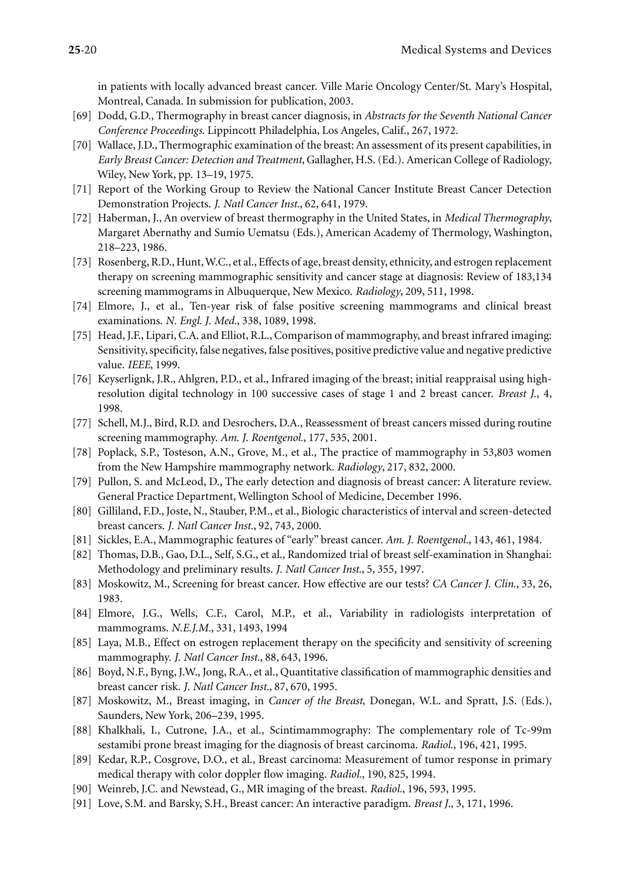in patients with locally advanced breast cancer. Ville Marie Oncology Center/St. Mary's Hospital, Montreal, Canada. In submission for publication, 2003.

[69] Dodd, G.D., Thermography in breast cancer diagnosis, in *Abstracts for the Seventh National Cancer Conference Proceedings.* Lippincott Philadelphia, Los Angeles, Calif., 267, 1972.

[70] Wallace, J.D., Thermographic examination of the breast: An assessment of its present capabilities, in *Early Breast Cancer: Detection and Treatment*, Gallagher, H.S. (Ed.). American College of Radiology, Wiley, New York, pp. 13–19, 1975.

[71] Report of the Working Group to Review the National Cancer Institute Breast Cancer Detection Demonstration Projects. *J. Natl Cancer Inst.*, 62, 641, 1979.

[72] Haberman, J., An overview of breast thermography in the United States, in *Medical Thermography*, Margaret Abernathy and Sumio Uematsu (Eds.), American Academy of Thermology, Washington, 218–223, 1986.

[73] Rosenberg, R.D., Hunt, W.C., et al., Effects of age, breast density, ethnicity, and estrogen replacement therapy on screening mammographic sensitivity and cancer stage at diagnosis: Review of 183,134 screening mammograms in Albuquerque, New Mexico. *Radiology*, 209, 511, 1998.

[74] Elmore, J., et al., Ten-year risk of false positive screening mammograms and clinical breast examinations. *N. Engl. J. Med.*, 338, 1089, 1998.

[75] Head, J.F., Lipari, C.A. and Elliot, R.L., Comparison of mammography, and breast infrared imaging: Sensitivity, specificity, false negatives, false positives, positive predictive value and negative predictive value. *IEEE*, 1999.

[76] Keyserlignk, J.R., Ahlgren, P.D., et al., Infrared imaging of the breast; initial reappraisal using high-resolution digital technology in 100 successive cases of stage 1 and 2 breast cancer. *Breast J.*, 4, 1998.

[77] Schell, M.J., Bird, R.D. and Desrochers, D.A., Reassessment of breast cancers missed during routine screening mammography. *Am. J. Roentgenol.*, 177, 535, 2001.

[78] Poplack, S.P., Tosteson, A.N., Grove, M., et al., The practice of mammography in 53,803 women from the New Hampshire mammography network. *Radiology*, 217, 832, 2000.

[79] Pullon, S. and McLeod, D., The early detection and diagnosis of breast cancer: A literature review. General Practice Department, Wellington School of Medicine, December 1996.

[80] Gilliland, F.D., Joste, N., Stauber, P.M., et al., Biologic characteristics of interval and screen-detected breast cancers. *J. Natl Cancer Inst.*, 92, 743, 2000.

[81] Sickles, E.A., Mammographic features of "early" breast cancer. *Am. J. Roentgenol.*, 143, 461, 1984.

[82] Thomas, D.B., Gao, D.L., Self, S.G., et al., Randomized trial of breast self-examination in Shanghai: Methodology and preliminary results. *J. Natl Cancer Inst.*, 5, 355, 1997.

[83] Moskowitz, M., Screening for breast cancer. How effective are our tests? *CA Cancer J. Clin.*, 33, 26, 1983.

[84] Elmore, J.G., Wells, C.F., Carol, M.P., et al., Variability in radiologists interpretation of mammograms. *N.E.J.M.*, 331, 1493, 1994

[85] Laya, M.B., Effect on estrogen replacement therapy on the specificity and sensitivity of screening mammography. *J. Natl Cancer Inst.*, 88, 643, 1996.

[86] Boyd, N.F., Byng, J.W., Jong, R.A., et al., Quantitative classification of mammographic densities and breast cancer risk. *J. Natl Cancer Inst.*, 87, 670, 1995.

[87] Moskowitz, M., Breast imaging, in *Cancer of the Breast*, Donegan, W.L. and Spratt, J.S. (Eds.), Saunders, New York, 206–239, 1995.

[88] Khalkhali, I., Cutrone, J.A., et al., Scintimammography: The complementary role of Tc-99m sestamibi prone breast imaging for the diagnosis of breast carcinoma. *Radiol.*, 196, 421, 1995.

[89] Kedar, R.P., Cosgrove, D.O., et al., Breast carcinoma: Measurement of tumor response in primary medical therapy with color doppler flow imaging. *Radiol.*, 190, 825, 1994.

[90] Weinreb, J.C. and Newstead, G., MR imaging of the breast. *Radiol.*, 196, 593, 1995.

[91] Love, S.M. and Barsky, S.H., Breast cancer: An interactive paradigm. *Breast J.*, 3, 171, 1996.